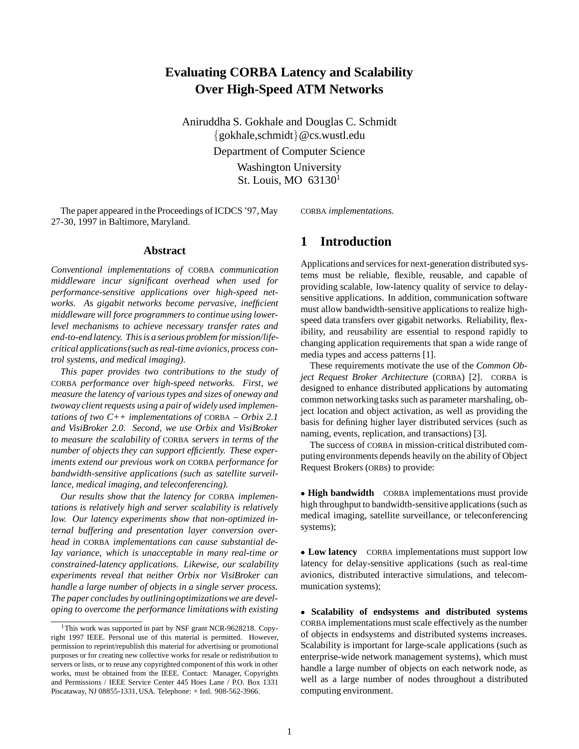# Evaluating CORBA Latency and Scalability Over High-Speed ATM Networks

Aniruddha S. Gokhale and Douglas C. Schmidt
{gokhale,schmidt}@cs.wustl.edu
Department of Computer Science
Washington University
St. Louis, MO 63130[1]

The paper appeared in the Proceedings of ICDCS '97, May 27-30, 1997 in Baltimore, Maryland.

### Abstract

*Conventional implementations of* CORBA *communication middleware incur significant overhead when used for performance-sensitive applications over high-speed networks. As gigabit networks become pervasive, inefficient middleware will force programmers to continue using lower-level mechanisms to achieve necessary transfer rates and end-to-end latency. This is a serious problem for mission/life-critical applications (such as real-time avionics, process control systems, and medical imaging).*

*This paper provides two contributions to the study of* CORBA *performance over high-speed networks. First, we measure the latency of various types and sizes of oneway and twoway client requests using a pair of widely used implementations of two C++ implementations of* CORBA *– Orbix 2.1 and VisiBroker 2.0. Second, we use Orbix and VisiBroker to measure the scalability of* CORBA *servers in terms of the number of objects they can support efficiently. These experiments extend our previous work on* CORBA *performance for bandwidth-sensitive applications (such as satellite surveillance, medical imaging, and teleconferencing).*

*Our results show that the latency for* CORBA *implementations is relatively high and server scalability is relatively low. Our latency experiments show that non-optimized internal buffering and presentation layer conversion overhead in* CORBA *implementations can cause substantial delay variance, which is unacceptable in many real-time or constrained-latency applications. Likewise, our scalability experiments reveal that neither Orbix nor VisiBroker can handle a large number of objects in a single server process. The paper concludes by outlining optimizations we are developing to overcome the performance limitations with existing* CORBA *implementations.*

[1] This work was supported in part by NSF grant NCR-9628218. Copyright 1997 IEEE. Personal use of this material is permitted. However, permission to reprint/republish this material for advertising or promotional purposes or for creating new collective works for resale or redistribution to servers or lists, or to reuse any copyrighted component of this work in other works, must be obtained from the IEEE. Contact: Manager, Copyrights and Permissions / IEEE Service Center 445 Hoes Lane / P.O. Box 1331 Piscataway, NJ 08855-1331, USA. Telephone: + Intl. 908-562-3966.

## 1 Introduction

Applications and services for next-generation distributed systems must be reliable, flexible, reusable, and capable of providing scalable, low-latency quality of service to delay-sensitive applications. In addition, communication software must allow bandwidth-sensitive applications to realize high-speed data transfers over gigabit networks. Reliability, flexibility, and reusability are essential to respond rapidly to changing application requirements that span a wide range of media types and access patterns [1].

These requirements motivate the use of the *Common Object Request Broker Architecture* (CORBA) [2]. CORBA is designed to enhance distributed applications by automating common networking tasks such as parameter marshaling, object location and object activation, as well as providing the basis for defining higher layer distributed services (such as naming, events, replication, and transactions) [3].

The success of CORBA in mission-critical distributed computing environments depends heavily on the ability of Object Request Brokers (ORBs) to provide:

- **High bandwidth** CORBA implementations must provide high throughput to bandwidth-sensitive applications (such as medical imaging, satellite surveillance, or teleconferencing systems);

- **Low latency** CORBA implementations must support low latency for delay-sensitive applications (such as real-time avionics, distributed interactive simulations, and telecommunication systems);

- **Scalability of endsystems and distributed systems** CORBA implementations must scale effectively as the number of objects in endsystems and distributed systems increases. Scalability is important for large-scale applications (such as enterprise-wide network management systems), which must handle a large number of objects on each network node, as well as a large number of nodes throughout a distributed computing environment.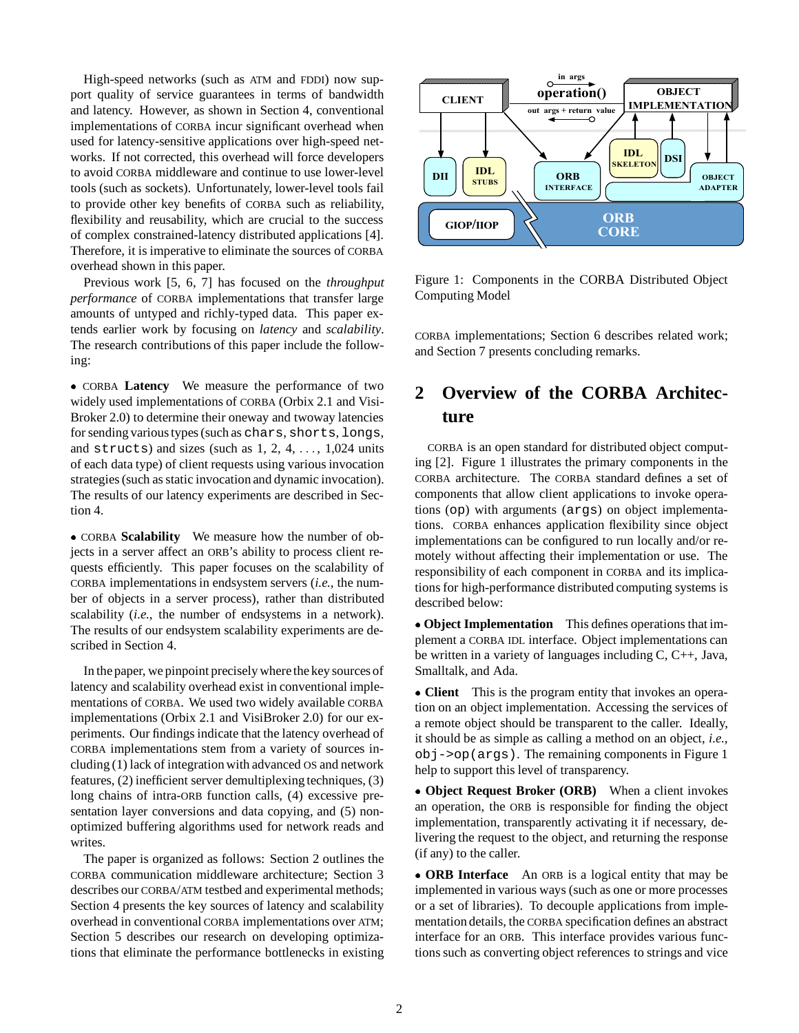High-speed networks (such as ATM and FDDI) now support quality of service guarantees in terms of bandwidth and latency. However, as shown in Section 4, conventional implementations of CORBA incur significant overhead when used for latency-sensitive applications over high-speed networks. If not corrected, this overhead will force developers to avoid CORBA middleware and continue to use lower-level tools (such as sockets). Unfortunately, lower-level tools fail to provide other key benefits of CORBA such as reliability, flexibility and reusability, which are crucial to the success of complex constrained-latency distributed applications [4]. Therefore, it is imperative to eliminate the sources of CORBA overhead shown in this paper.

Previous work [5, 6, 7] has focused on the *throughput performance* of CORBA implementations that transfer large amounts of untyped and richly-typed data. This paper extends earlier work by focusing on *latency* and *scalability*. The research contributions of this paper include the following:

- CORBA **Latency** We measure the performance of two widely used implementations of CORBA (Orbix 2.1 and VisiBroker 2.0) to determine their oneway and twoway latencies for sending various types (such as `chars`, `shorts`, `longs`, and `structs`) and sizes (such as 1, 2, 4, ..., 1,024 units of each data type) of client requests using various invocation strategies (such as static invocation and dynamic invocation). The results of our latency experiments are described in Section 4.

- CORBA **Scalability** We measure how the number of objects in a server affect an ORB's ability to process client requests efficiently. This paper focuses on the scalability of CORBA implementations in endsystem servers (*i.e.,* the number of objects in a server process), rather than distributed scalability (*i.e.,* the number of endsystems in a network). The results of our endsystem scalability experiments are described in Section 4.

In the paper, we pinpoint precisely where the key sources of latency and scalability overhead exist in conventional implementations of CORBA. We used two widely available CORBA implementations (Orbix 2.1 and VisiBroker 2.0) for our experiments. Our findings indicate that the latency overhead of CORBA implementations stem from a variety of sources including (1) lack of integration with advanced OS and network features, (2) inefficient server demultiplexing techniques, (3) long chains of intra-ORB function calls, (4) excessive presentation layer conversions and data copying, and (5) non-optimized buffering algorithms used for network reads and writes.

The paper is organized as follows: Section 2 outlines the CORBA communication middleware architecture; Section 3 describes our CORBA/ATM testbed and experimental methods; Section 4 presents the key sources of latency and scalability overhead in conventional CORBA implementations over ATM; Section 5 describes our research on developing optimizations that eliminate the performance bottlenecks in existing CORBA implementations; Section 6 describes related work; and Section 7 presents concluding remarks.

Figure 1: Components in the CORBA Distributed Object Computing Model

## 2 Overview of the CORBA Architecture

CORBA is an open standard for distributed object computing [2]. Figure 1 illustrates the primary components in the CORBA architecture. The CORBA standard defines a set of components that allow client applications to invoke operations (`op`) with arguments (`args`) on object implementations. CORBA enhances application flexibility since object implementations can be configured to run locally and/or remotely without affecting their implementation or use. The responsibility of each component in CORBA and its implications for high-performance distributed computing systems is described below:

- **Object Implementation** This defines operations that implement a CORBA IDL interface. Object implementations can be written in a variety of languages including C, C++, Java, Smalltalk, and Ada.

- **Client** This is the program entity that invokes an operation on an object implementation. Accessing the services of a remote object should be transparent to the caller. Ideally, it should be as simple as calling a method on an object, *i.e.,* `obj->op(args)`. The remaining components in Figure 1 help to support this level of transparency.

- **Object Request Broker (ORB)** When a client invokes an operation, the ORB is responsible for finding the object implementation, transparently activating it if necessary, delivering the request to the object, and returning the response (if any) to the caller.

- **ORB Interface** An ORB is a logical entity that may be implemented in various ways (such as one or more processes or a set of libraries). To decouple applications from implementation details, the CORBA specification defines an abstract interface for an ORB. This interface provides various functions such as converting object references to strings and vice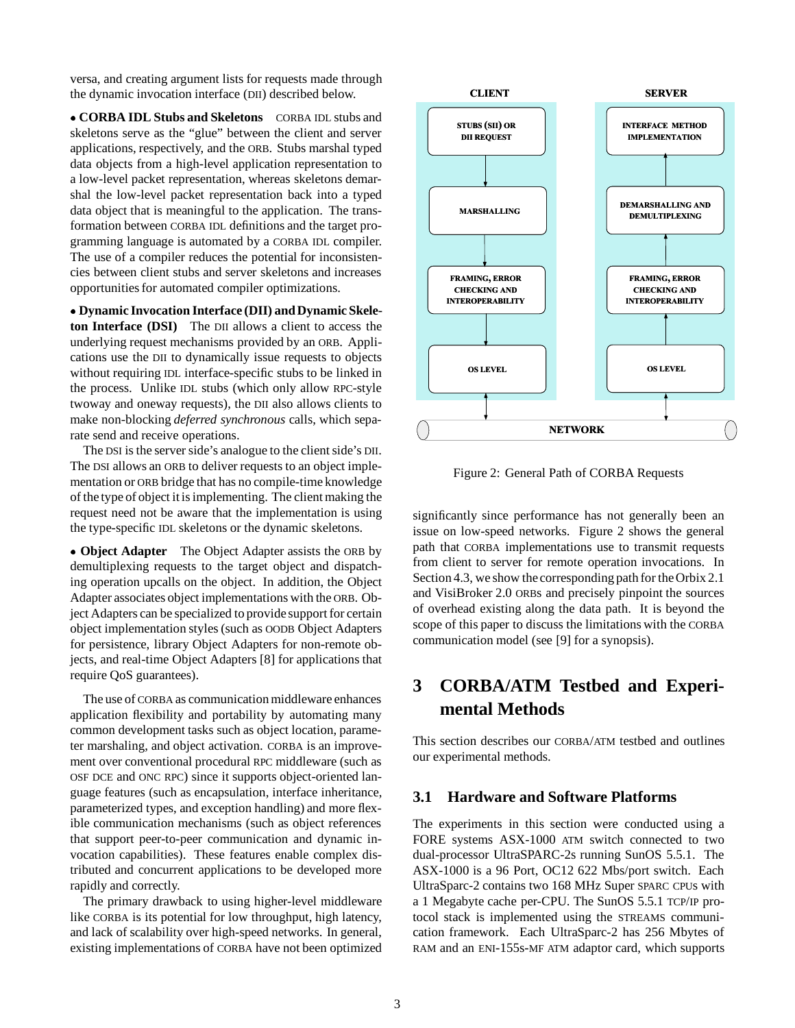versa, and creating argument lists for requests made through the dynamic invocation interface (DII) described below.

- **CORBA IDL Stubs and Skeletons** CORBA IDL stubs and skeletons serve as the "glue" between the client and server applications, respectively, and the ORB. Stubs marshal typed data objects from a high-level application representation to a low-level packet representation, whereas skeletons demarshal the low-level packet representation back into a typed data object that is meaningful to the application. The transformation between CORBA IDL definitions and the target programming language is automated by a CORBA IDL compiler. The use of a compiler reduces the potential for inconsistencies between client stubs and server skeletons and increases opportunities for automated compiler optimizations.

- **Dynamic Invocation Interface (DII) and Dynamic Skeleton Interface (DSI)** The DII allows a client to access the underlying request mechanisms provided by an ORB. Applications use the DII to dynamically issue requests to objects without requiring IDL interface-specific stubs to be linked in the process. Unlike IDL stubs (which only allow RPC-style twoway and oneway requests), the DII also allows clients to make non-blocking *deferred synchronous* calls, which separate send and receive operations.

  The DSI is the server side's analogue to the client side's DII. The DSI allows an ORB to deliver requests to an object implementation or ORB bridge that has no compile-time knowledge of the type of object it is implementing. The client making the request need not be aware that the implementation is using the type-specific IDL skeletons or the dynamic skeletons.

- **Object Adapter** The Object Adapter assists the ORB by demultiplexing requests to the target object and dispatching operation upcalls on the object. In addition, the Object Adapter associates object implementations with the ORB. Object Adapters can be specialized to provide support for certain object implementation styles (such as OODB Object Adapters for persistence, library Object Adapters for non-remote objects, and real-time Object Adapters [8] for applications that require QoS guarantees).

The use of CORBA as communication middleware enhances application flexibility and portability by automating many common development tasks such as object location, parameter marshaling, and object activation. CORBA is an improvement over conventional procedural RPC middleware (such as OSF DCE and ONC RPC) since it supports object-oriented language features (such as encapsulation, interface inheritance, parameterized types, and exception handling) and more flexible communication mechanisms (such as object references that support peer-to-peer communication and dynamic invocation capabilities). These features enable complex distributed and concurrent applications to be developed more rapidly and correctly.

The primary drawback to using higher-level middleware like CORBA is its potential for low throughput, high latency, and lack of scalability over high-speed networks. In general, existing implementations of CORBA have not been optimized significantly since performance has not generally been an issue on low-speed networks. Figure 2 shows the general path that CORBA implementations use to transmit requests from client to server for remote operation invocations. In Section 4.3, we show the corresponding path for the Orbix 2.1 and VisiBroker 2.0 ORBs and precisely pinpoint the sources of overhead existing along the data path. It is beyond the scope of this paper to discuss the limitations with the CORBA communication model (see [9] for a synopsis).

| CLIENT | SERVER |
|---|---|
| STUBS (SII) OR DII REQUEST | INTERFACE METHOD IMPLEMENTATION |
| MARSHALLING | DEMARSHALLING AND DEMULTIPLEXING |
| FRAMING, ERROR CHECKING AND INTEROPERABILITY | FRAMING, ERROR CHECKING AND INTEROPERABILITY |
| OS LEVEL | OS LEVEL |
| NETWORK | |

Figure 2: General Path of CORBA Requests

# 3 CORBA/ATM Testbed and Experimental Methods

This section describes our CORBA/ATM testbed and outlines our experimental methods.

## 3.1 Hardware and Software Platforms

The experiments in this section were conducted using a FORE systems ASX-1000 ATM switch connected to two dual-processor UltraSPARC-2s running SunOS 5.5.1. The ASX-1000 is a 96 Port, OC12 622 Mbs/port switch. Each UltraSparc-2 contains two 168 MHz Super SPARC CPUs with a 1 Megabyte cache per-CPU. The SunOS 5.5.1 TCP/IP protocol stack is implemented using the STREAMS communication framework. Each UltraSparc-2 has 256 Mbytes of RAM and an ENI-155s-MF ATM adaptor card, which supports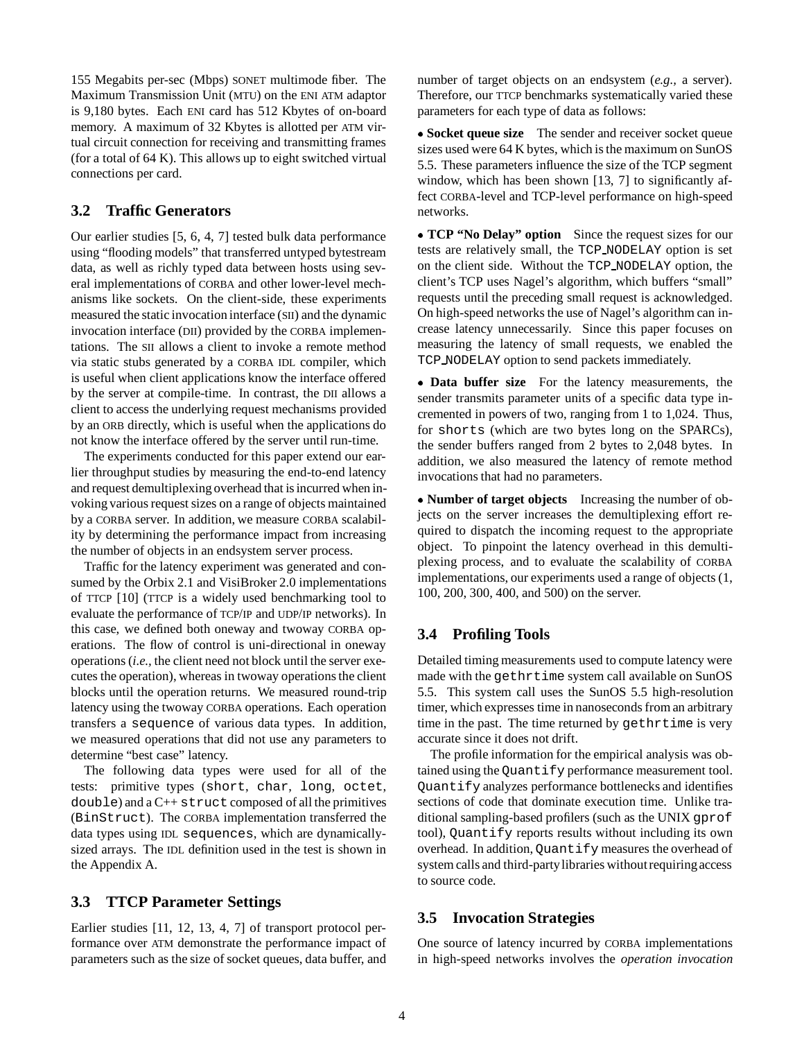155 Megabits per-sec (Mbps) SONET multimode fiber. The Maximum Transmission Unit (MTU) on the ENI ATM adaptor is 9,180 bytes. Each ENI card has 512 Kbytes of on-board memory. A maximum of 32 Kbytes is allotted per ATM virtual circuit connection for receiving and transmitting frames (for a total of 64 K). This allows up to eight switched virtual connections per card.

### 3.2 Traffic Generators

Our earlier studies [5, 6, 4, 7] tested bulk data performance using "flooding models" that transferred untyped bytestream data, as well as richly typed data between hosts using several implementations of CORBA and other lower-level mechanisms like sockets. On the client-side, these experiments measured the static invocation interface (SII) and the dynamic invocation interface (DII) provided by the CORBA implementations. The SII allows a client to invoke a remote method via static stubs generated by a CORBA IDL compiler, which is useful when client applications know the interface offered by the server at compile-time. In contrast, the DII allows a client to access the underlying request mechanisms provided by an ORB directly, which is useful when the applications do not know the interface offered by the server until run-time.

The experiments conducted for this paper extend our earlier throughput studies by measuring the end-to-end latency and request demultiplexing overhead that is incurred when invoking various request sizes on a range of objects maintained by a CORBA server. In addition, we measure CORBA scalability by determining the performance impact from increasing the number of objects in an endsystem server process.

Traffic for the latency experiment was generated and consumed by the Orbix 2.1 and VisiBroker 2.0 implementations of TTCP [10] (TTCP is a widely used benchmarking tool to evaluate the performance of TCP/IP and UDP/IP networks). In this case, we defined both oneway and twoway CORBA operations. The flow of control is uni-directional in oneway operations (*i.e.,* the client need not block until the server executes the operation), whereas in twoway operations the client blocks until the operation returns. We measured round-trip latency using the twoway CORBA operations. Each operation transfers a `sequence` of various data types. In addition, we measured operations that did not use any parameters to determine "best case" latency.

The following data types were used for all of the tests: primitive types (`short`, `char`, `long`, `octet`, `double`) and a C++ `struct` composed of all the primitives (`BinStruct`). The CORBA implementation transferred the data types using IDL `sequences`, which are dynamically-sized arrays. The IDL definition used in the test is shown in the Appendix A.

### 3.3 TTCP Parameter Settings

Earlier studies [11, 12, 13, 4, 7] of transport protocol performance over ATM demonstrate the performance impact of parameters such as the size of socket queues, data buffer, and number of target objects on an endsystem (*e.g.,* a server). Therefore, our TTCP benchmarks systematically varied these parameters for each type of data as follows:

- **Socket queue size** The sender and receiver socket queue sizes used were 64 K bytes, which is the maximum on SunOS 5.5. These parameters influence the size of the TCP segment window, which has been shown [13, 7] to significantly affect CORBA-level and TCP-level performance on high-speed networks.

- **TCP "No Delay" option** Since the request sizes for our tests are relatively small, the `TCP_NODELAY` option is set on the client side. Without the `TCP_NODELAY` option, the client's TCP uses Nagel's algorithm, which buffers "small" requests until the preceding small request is acknowledged. On high-speed networks the use of Nagel's algorithm can increase latency unnecessarily. Since this paper focuses on measuring the latency of small requests, we enabled the `TCP_NODELAY` option to send packets immediately.

- **Data buffer size** For the latency measurements, the sender transmits parameter units of a specific data type incremented in powers of two, ranging from 1 to 1,024. Thus, for `shorts` (which are two bytes long on the SPARCs), the sender buffers ranged from 2 bytes to 2,048 bytes. In addition, we also measured the latency of remote method invocations that had no parameters.

- **Number of target objects** Increasing the number of objects on the server increases the demultiplexing effort required to dispatch the incoming request to the appropriate object. To pinpoint the latency overhead in this demultiplexing process, and to evaluate the scalability of CORBA implementations, our experiments used a range of objects (1, 100, 200, 300, 400, and 500) on the server.

### 3.4 Profiling Tools

Detailed timing measurements used to compute latency were made with the `gethrtime` system call available on SunOS 5.5. This system call uses the SunOS 5.5 high-resolution timer, which expresses time in nanoseconds from an arbitrary time in the past. The time returned by `gethrtime` is very accurate since it does not drift.

The profile information for the empirical analysis was obtained using the `Quantify` performance measurement tool. `Quantify` analyzes performance bottlenecks and identifies sections of code that dominate execution time. Unlike traditional sampling-based profilers (such as the UNIX `gprof` tool), `Quantify` reports results without including its own overhead. In addition, `Quantify` measures the overhead of system calls and third-party libraries without requiring access to source code.

### 3.5 Invocation Strategies

One source of latency incurred by CORBA implementations in high-speed networks involves the *operation invocation*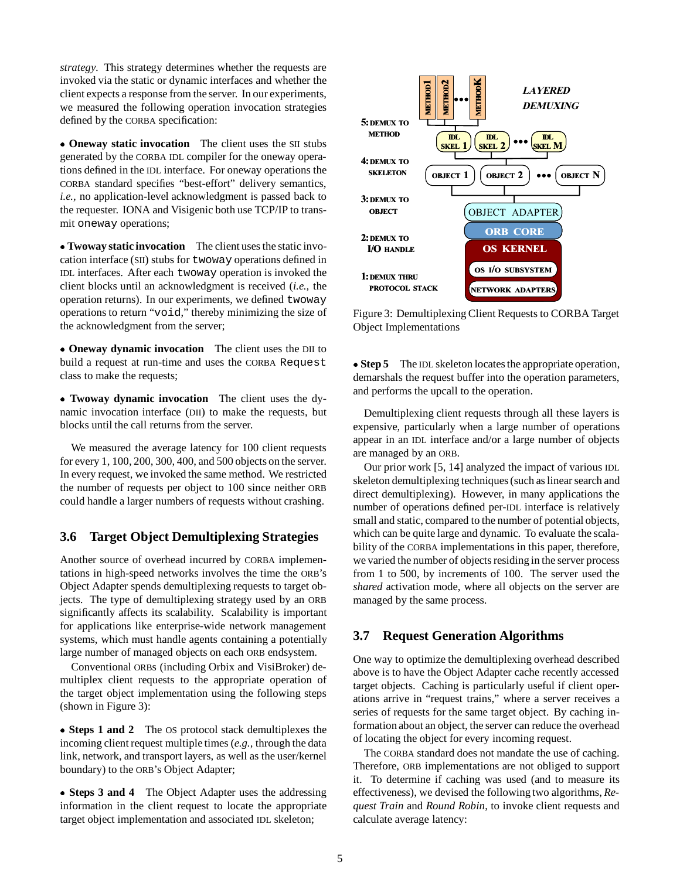*strategy*. This strategy determines whether the requests are invoked via the static or dynamic interfaces and whether the client expects a response from the server. In our experiments, we measured the following operation invocation strategies defined by the CORBA specification:

- **Oneway static invocation** The client uses the SII stubs generated by the CORBA IDL compiler for the oneway operations defined in the IDL interface. For oneway operations the CORBA standard specifies "best-effort" delivery semantics, *i.e.,* no application-level acknowledgment is passed back to the requester. IONA and Visigenic both use TCP/IP to transmit `oneway` operations;

- **Twoway static invocation** The client uses the static invocation interface (SII) stubs for `twoway` operations defined in IDL interfaces. After each `twoway` operation is invoked the client blocks until an acknowledgment is received (*i.e.,* the operation returns). In our experiments, we defined `twoway` operations to return "`void`," thereby minimizing the size of the acknowledgment from the server;

- **Oneway dynamic invocation** The client uses the DII to build a request at run-time and uses the CORBA `Request` class to make the requests;

- **Twoway dynamic invocation** The client uses the dynamic invocation interface (DII) to make the requests, but blocks until the call returns from the server.

We measured the average latency for 100 client requests for every 1, 100, 200, 300, 400, and 500 objects on the server. In every request, we invoked the same method. We restricted the number of requests per object to 100 since neither ORB could handle a larger numbers of requests without crashing.

### 3.6 Target Object Demultiplexing Strategies

Another source of overhead incurred by CORBA implementations in high-speed networks involves the time the ORB's Object Adapter spends demultiplexing requests to target objects. The type of demultiplexing strategy used by an ORB significantly affects its scalability. Scalability is important for applications like enterprise-wide network management systems, which must handle agents containing a potentially large number of managed objects on each ORB endsystem.

Conventional ORBs (including Orbix and VisiBroker) demultiplex client requests to the appropriate operation of the target object implementation using the following steps (shown in Figure 3):

- **Steps 1 and 2** The OS protocol stack demultiplexes the incoming client request multiple times (*e.g.,* through the data link, network, and transport layers, as well as the user/kernel boundary) to the ORB's Object Adapter;

- **Steps 3 and 4** The Object Adapter uses the addressing information in the client request to locate the appropriate target object implementation and associated IDL skeleton;

Figure 3: Demultiplexing Client Requests to CORBA Target Object Implementations

- **Step 5** The IDL skeleton locates the appropriate operation, demarshals the request buffer into the operation parameters, and performs the upcall to the operation.

Demultiplexing client requests through all these layers is expensive, particularly when a large number of operations appear in an IDL interface and/or a large number of objects are managed by an ORB.

Our prior work [5, 14] analyzed the impact of various IDL skeleton demultiplexing techniques (such as linear search and direct demultiplexing). However, in many applications the number of operations defined per-IDL interface is relatively small and static, compared to the number of potential objects, which can be quite large and dynamic. To evaluate the scalability of the CORBA implementations in this paper, therefore, we varied the number of objects residing in the server process from 1 to 500, by increments of 100. The server used the *shared* activation mode, where all objects on the server are managed by the same process.

### 3.7 Request Generation Algorithms

One way to optimize the demultiplexing overhead described above is to have the Object Adapter cache recently accessed target objects. Caching is particularly useful if client operations arrive in "request trains," where a server receives a series of requests for the same target object. By caching information about an object, the server can reduce the overhead of locating the object for every incoming request.

The CORBA standard does not mandate the use of caching. Therefore, ORB implementations are not obliged to support it. To determine if caching was used (and to measure its effectiveness), we devised the following two algorithms, *Request Train* and *Round Robin*, to invoke client requests and calculate average latency: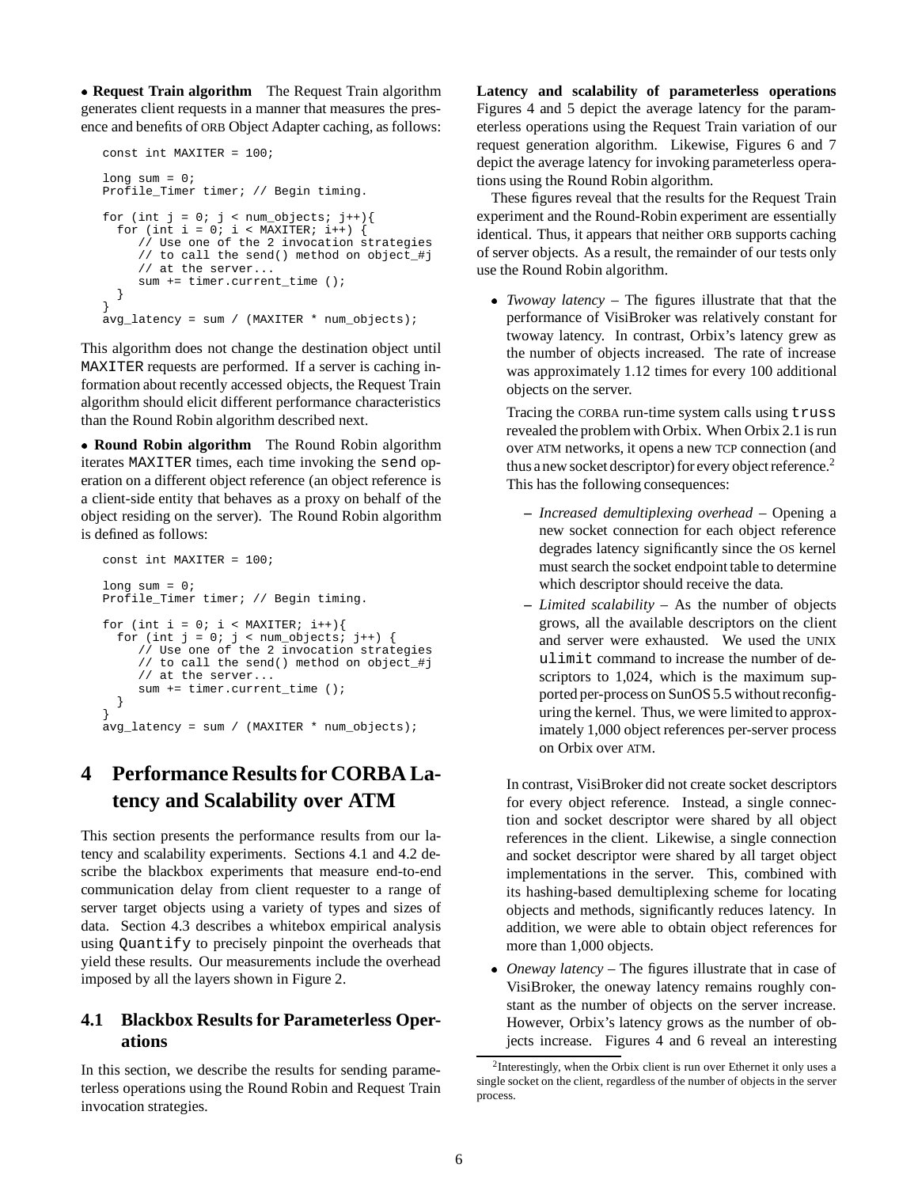• **Request Train algorithm** The Request Train algorithm generates client requests in a manner that measures the presence and benefits of ORB Object Adapter caching, as follows:

```
const int MAXITER = 100;

long sum = 0;
Profile_Timer timer; // Begin timing.

for (int j = 0; j < num_objects; j++){
  for (int i = 0; i < MAXITER; i++) {
     // Use one of the 2 invocation strategies
     // to call the send() method on object_#j
     // at the server...
     sum += timer.current_time ();
  }
}
avg_latency = sum / (MAXITER * num_objects);
```

This algorithm does not change the destination object until `MAXITER` requests are performed. If a server is caching information about recently accessed objects, the Request Train algorithm should elicit different performance characteristics than the Round Robin algorithm described next.

• **Round Robin algorithm** The Round Robin algorithm iterates `MAXITER` times, each time invoking the `send` operation on a different object reference (an object reference is a client-side entity that behaves as a proxy on behalf of the object residing on the server). The Round Robin algorithm is defined as follows:

```
const int MAXITER = 100;

long sum = 0;
Profile_Timer timer; // Begin timing.

for (int i = 0; i < MAXITER; i++){
  for (int j = 0; j < num_objects; j++) {
     // Use one of the 2 invocation strategies
     // to call the send() method on object_#j
     // at the server...
     sum += timer.current_time ();
  }
}
avg_latency = sum / (MAXITER * num_objects);
```

# 4 Performance Results for CORBA Latency and Scalability over ATM

This section presents the performance results from our latency and scalability experiments. Sections 4.1 and 4.2 describe the blackbox experiments that measure end-to-end communication delay from client requester to a range of server target objects using a variety of types and sizes of data. Section 4.3 describes a whitebox empirical analysis using `Quantify` to precisely pinpoint the overheads that yield these results. Our measurements include the overhead imposed by all the layers shown in Figure 2.

## 4.1 Blackbox Results for Parameterless Operations

In this section, we describe the results for sending parameterless operations using the Round Robin and Request Train invocation strategies.

**Latency and scalability of parameterless operations** Figures 4 and 5 depict the average latency for the parameterless operations using the Request Train variation of our request generation algorithm. Likewise, Figures 6 and 7 depict the average latency for invoking parameterless operations using the Round Robin algorithm.

These figures reveal that the results for the Request Train experiment and the Round-Robin experiment are essentially identical. Thus, it appears that neither ORB supports caching of server objects. As a result, the remainder of our tests only use the Round Robin algorithm.

- *Twoway latency* – The figures illustrate that that the performance of VisiBroker was relatively constant for twoway latency. In contrast, Orbix's latency grew as the number of objects increased. The rate of increase was approximately 1.12 times for every 100 additional objects on the server.

  Tracing the CORBA run-time system calls using `truss` revealed the problem with Orbix. When Orbix 2.1 is run over ATM networks, it opens a new TCP connection (and thus a new socket descriptor) for every object reference.[2] This has the following consequences:

  - *Increased demultiplexing overhead* – Opening a new socket connection for each object reference degrades latency significantly since the OS kernel must search the socket endpoint table to determine which descriptor should receive the data.
  - *Limited scalability* – As the number of objects grows, all the available descriptors on the client and server were exhausted. We used the UNIX `ulimit` command to increase the number of descriptors to 1,024, which is the maximum supported per-process on SunOS 5.5 without reconfiguring the kernel. Thus, we were limited to approximately 1,000 object references per-server process on Orbix over ATM.

  In contrast, VisiBroker did not create socket descriptors for every object reference. Instead, a single connection and socket descriptor were shared by all object references in the client. Likewise, a single connection and socket descriptor were shared by all target object implementations in the server. This, combined with its hashing-based demultiplexing scheme for locating objects and methods, significantly reduces latency. In addition, we were able to obtain object references for more than 1,000 objects.

- *Oneway latency* – The figures illustrate that in case of VisiBroker, the oneway latency remains roughly constant as the number of objects on the server increase. However, Orbix's latency grows as the number of objects increase. Figures 4 and 6 reveal an interesting

[2] Interestingly, when the Orbix client is run over Ethernet it only uses a single socket on the client, regardless of the number of objects in the server process.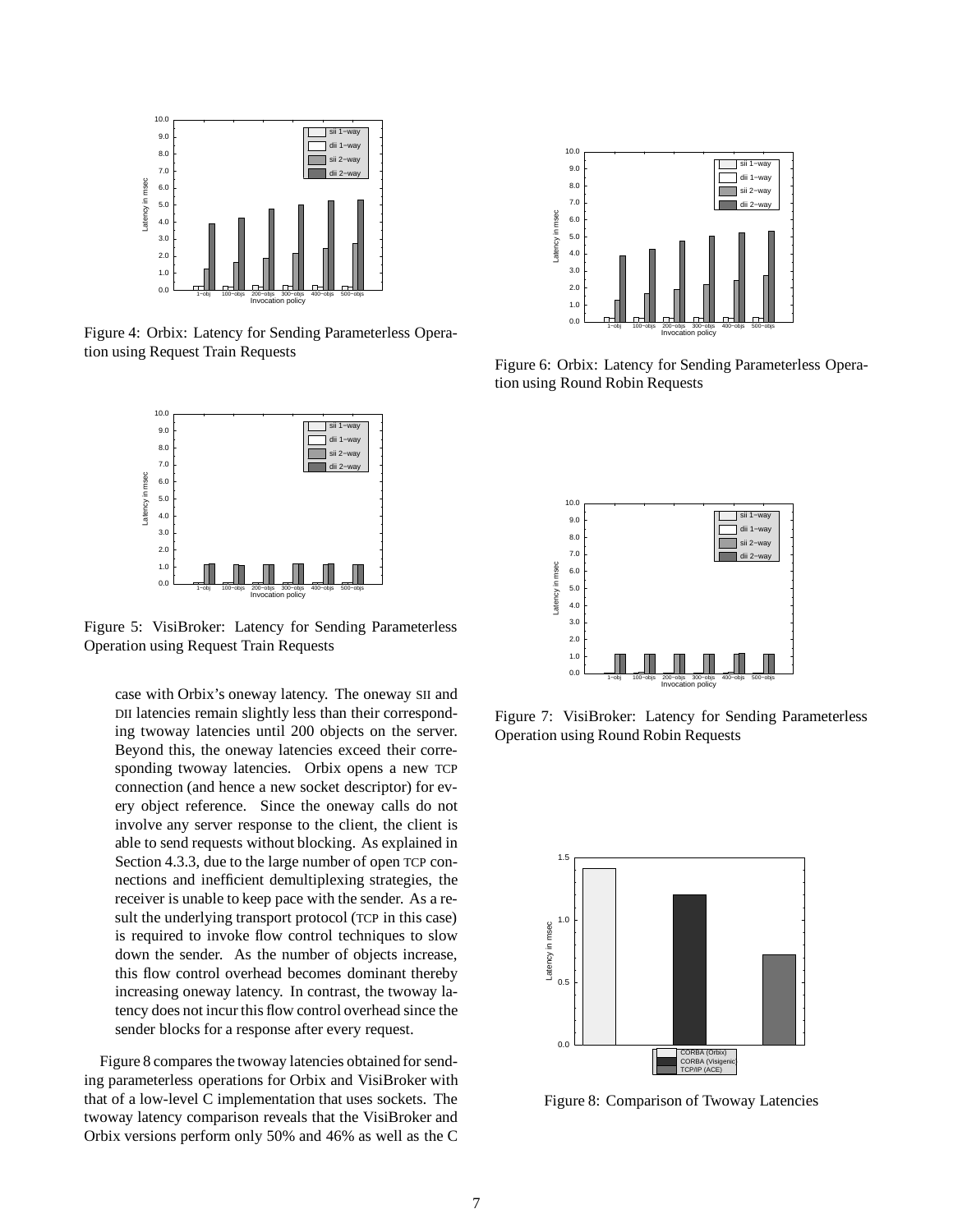Figure 4: Orbix: Latency for Sending Parameterless Operation using Request Train Requests

Figure 5: VisiBroker: Latency for Sending Parameterless Operation using Request Train Requests

case with Orbix's oneway latency. The oneway SII and DII latencies remain slightly less than their corresponding twoway latencies until 200 objects on the server. Beyond this, the oneway latencies exceed their corresponding twoway latencies. Orbix opens a new TCP connection (and hence a new socket descriptor) for every object reference. Since the oneway calls do not involve any server response to the client, the client is able to send requests without blocking. As explained in Section 4.3.3, due to the large number of open TCP connections and inefficient demultiplexing strategies, the receiver is unable to keep pace with the sender. As a result the underlying transport protocol (TCP in this case) is required to invoke flow control techniques to slow down the sender. As the number of objects increase, this flow control overhead becomes dominant thereby increasing oneway latency. In contrast, the twoway latency does not incur this flow control overhead since the sender blocks for a response after every request.

Figure 8 compares the twoway latencies obtained for sending parameterless operations for Orbix and VisiBroker with that of a low-level C implementation that uses sockets. The twoway latency comparison reveals that the VisiBroker and Orbix versions perform only 50% and 46% as well as the C

Figure 6: Orbix: Latency for Sending Parameterless Operation using Round Robin Requests

Figure 7: VisiBroker: Latency for Sending Parameterless Operation using Round Robin Requests

Figure 8: Comparison of Twoway Latencies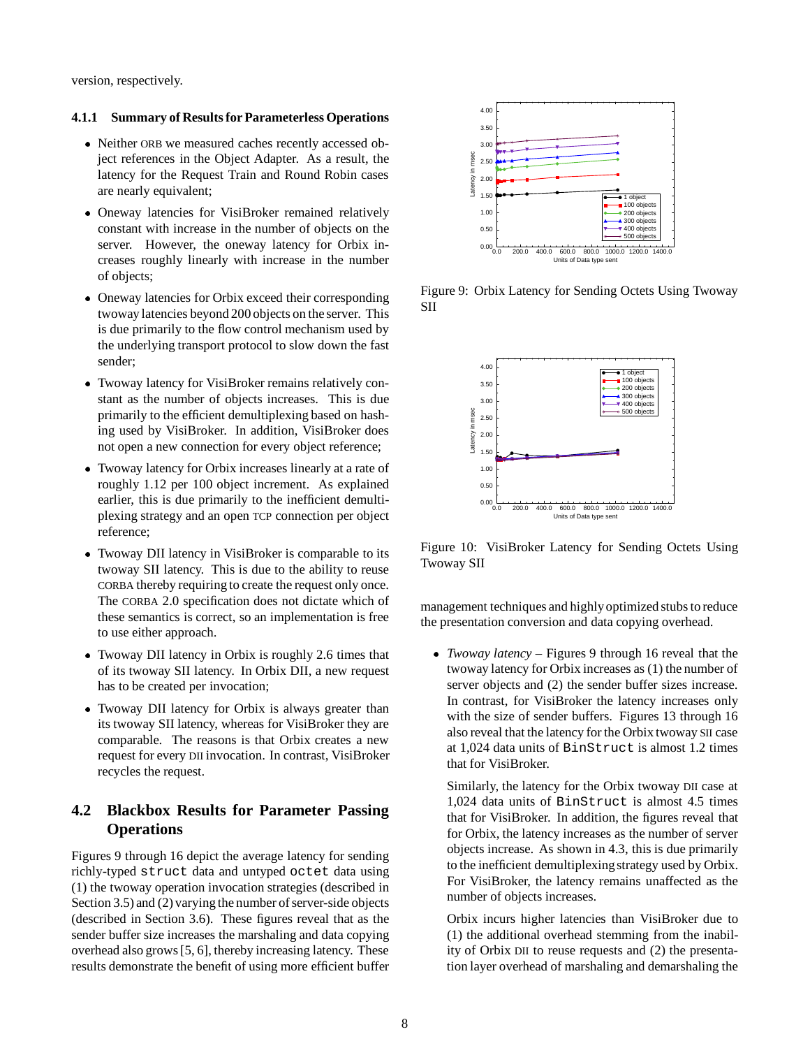version, respectively.

### 4.1.1 Summary of Results for Parameterless Operations

- Neither ORB we measured caches recently accessed object references in the Object Adapter. As a result, the latency for the Request Train and Round Robin cases are nearly equivalent;
- Oneway latencies for VisiBroker remained relatively constant with increase in the number of objects on the server. However, the oneway latency for Orbix increases roughly linearly with increase in the number of objects;
- Oneway latencies for Orbix exceed their corresponding twoway latencies beyond 200 objects on the server. This is due primarily to the flow control mechanism used by the underlying transport protocol to slow down the fast sender;
- Twoway latency for VisiBroker remains relatively constant as the number of objects increases. This is due primarily to the efficient demultiplexing based on hashing used by VisiBroker. In addition, VisiBroker does not open a new connection for every object reference;
- Twoway latency for Orbix increases linearly at a rate of roughly 1.12 per 100 object increment. As explained earlier, this is due primarily to the inefficient demultiplexing strategy and an open TCP connection per object reference;
- Twoway DII latency in VisiBroker is comparable to its twoway SII latency. This is due to the ability to reuse CORBA thereby requiring to create the request only once. The CORBA 2.0 specification does not dictate which of these semantics is correct, so an implementation is free to use either approach.
- Twoway DII latency in Orbix is roughly 2.6 times that of its twoway SII latency. In Orbix DII, a new request has to be created per invocation;
- Twoway DII latency for Orbix is always greater than its twoway SII latency, whereas for VisiBroker they are comparable. The reasons is that Orbix creates a new request for every DII invocation. In contrast, VisiBroker recycles the request.

## 4.2 Blackbox Results for Parameter Passing Operations

Figures 9 through 16 depict the average latency for sending richly-typed `struct` data and untyped `octet` data using (1) the twoway operation invocation strategies (described in Section 3.5) and (2) varying the number of server-side objects (described in Section 3.6). These figures reveal that as the sender buffer size increases the marshaling and data copying overhead also grows [5, 6], thereby increasing latency. These results demonstrate the benefit of using more efficient buffer management techniques and highly optimized stubs to reduce the presentation conversion and data copying overhead.

Figure 9: Orbix Latency for Sending Octets Using Twoway SII

Figure 10: VisiBroker Latency for Sending Octets Using Twoway SII

- *Twoway latency* – Figures 9 through 16 reveal that the twoway latency for Orbix increases as (1) the number of server objects and (2) the sender buffer sizes increase. In contrast, for VisiBroker the latency increases only with the size of sender buffers. Figures 13 through 16 also reveal that the latency for the Orbix twoway SII case at 1,024 data units of `BinStruct` is almost 1.2 times that for VisiBroker.

  Similarly, the latency for the Orbix twoway DII case at 1,024 data units of `BinStruct` is almost 4.5 times that for VisiBroker. In addition, the figures reveal that for Orbix, the latency increases as the number of server objects increase. As shown in 4.3, this is due primarily to the inefficient demultiplexing strategy used by Orbix. For VisiBroker, the latency remains unaffected as the number of objects increases.

  Orbix incurs higher latencies than VisiBroker due to (1) the additional overhead stemming from the inability of Orbix DII to reuse requests and (2) the presentation layer overhead of marshaling and demarshaling the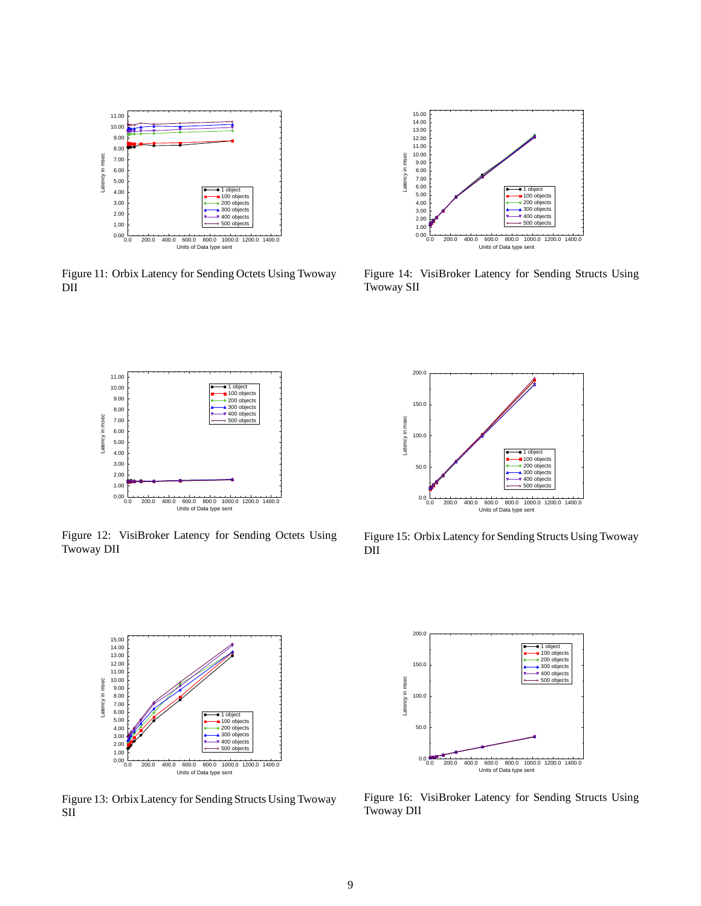Figure 11: Orbix Latency for Sending Octets Using Twoway DII

Figure 12: VisiBroker Latency for Sending Octets Using Twoway DII

Figure 13: Orbix Latency for Sending Structs Using Twoway SII

Figure 14: VisiBroker Latency for Sending Structs Using Twoway SII

Figure 15: Orbix Latency for Sending Structs Using Twoway DII

Figure 16: VisiBroker Latency for Sending Structs Using Twoway DII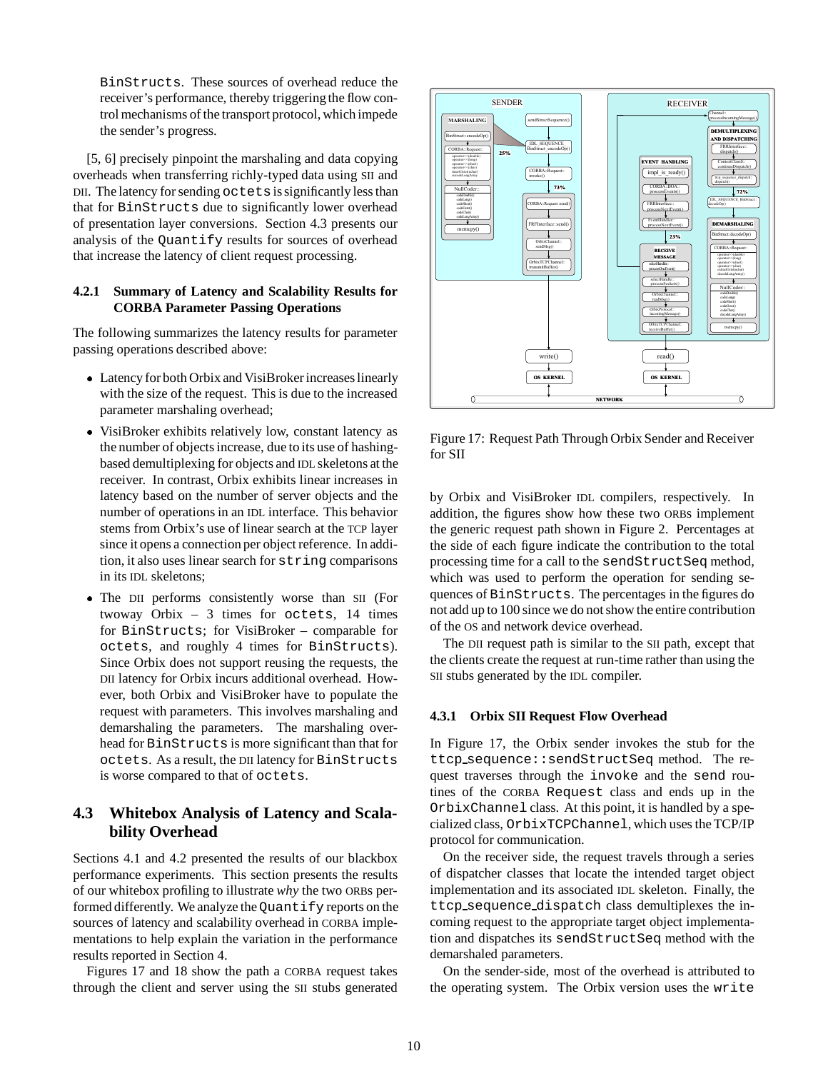BinStructs. These sources of overhead reduce the receiver's performance, thereby triggering the flow control mechanisms of the transport protocol, which impede the sender's progress.

[5, 6] precisely pinpoint the marshaling and data copying overheads when transferring richly-typed data using SII and DII. The latency for sending octets is significantly less than that for BinStructs due to significantly lower overhead of presentation layer conversions. Section 4.3 presents our analysis of the Quantify results for sources of overhead that increase the latency of client request processing.

### 4.2.1 Summary of Latency and Scalability Results for CORBA Parameter Passing Operations

The following summarizes the latency results for parameter passing operations described above:

- Latency for both Orbix and VisiBroker increases linearly with the size of the request. This is due to the increased parameter marshaling overhead;
- VisiBroker exhibits relatively low, constant latency as the number of objects increase, due to its use of hashing-based demultiplexing for objects and IDL skeletons at the receiver. In contrast, Orbix exhibits linear increases in latency based on the number of server objects and the number of operations in an IDL interface. This behavior stems from Orbix's use of linear search at the TCP layer since it opens a connection per object reference. In addition, it also uses linear search for string comparisons in its IDL skeletons;
- The DII performs consistently worse than SII (For twoway Orbix – 3 times for octets, 14 times for BinStructs; for VisiBroker – comparable for octets, and roughly 4 times for BinStructs). Since Orbix does not support reusing the requests, the DII latency for Orbix incurs additional overhead. However, both Orbix and VisiBroker have to populate the request with parameters. This involves marshaling and demarshaling the parameters. The marshaling overhead for BinStructs is more significant than that for octets. As a result, the DII latency for BinStructs is worse compared to that of octets.

## 4.3 Whitebox Analysis of Latency and Scalability Overhead

Sections 4.1 and 4.2 presented the results of our blackbox performance experiments. This section presents the results of our whitebox profiling to illustrate *why* the two ORBs performed differently. We analyze the Quantify reports on the sources of latency and scalability overhead in CORBA implementations to help explain the variation in the performance results reported in Section 4.

Figures 17 and 18 show the path a CORBA request takes through the client and server using the SII stubs generated by Orbix and VisiBroker IDL compilers, respectively. In addition, the figures show how these two ORBs implement the generic request path shown in Figure 2. Percentages at the side of each figure indicate the contribution to the total processing time for a call to the sendStructSeq method, which was used to perform the operation for sending sequences of BinStructs. The percentages in the figures do not add up to 100 since we do not show the entire contribution of the OS and network device overhead.

Figure 17: Request Path Through Orbix Sender and Receiver for SII

The DII request path is similar to the SII path, except that the clients create the request at run-time rather than using the SII stubs generated by the IDL compiler.

### 4.3.1 Orbix SII Request Flow Overhead

In Figure 17, the Orbix sender invokes the stub for the ttcp_sequence::sendStructSeq method. The request traverses through the invoke and the send routines of the CORBA Request class and ends up in the OrbixChannel class. At this point, it is handled by a specialized class, OrbixTCPChannel, which uses the TCP/IP protocol for communication.

On the receiver side, the request travels through a series of dispatcher classes that locate the intended target object implementation and its associated IDL skeleton. Finally, the ttcp_sequence_dispatch class demultiplexes the incoming request to the appropriate target object implementation and dispatches its sendStructSeq method with the demarshaled parameters.

On the sender-side, most of the overhead is attributed to the operating system. The Orbix version uses the write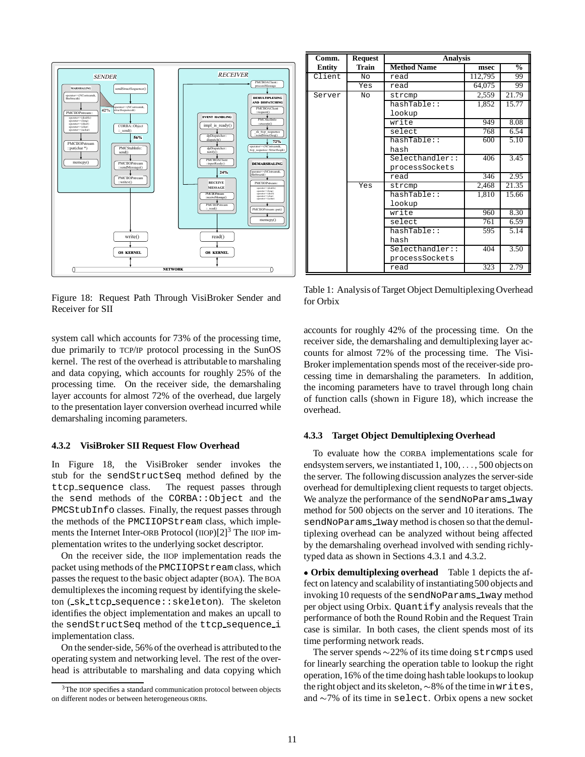Figure 18: Request Path Through VisiBroker Sender and Receiver for SII

| Comm. Entity | Request Train | Analysis | | |
|---|---|---|---|---|
| | | Method Name | msec | % |
| Client | No | read | 112,795 | 99 |
| | Yes | read | 64,075 | 99 |
| Server | No | strcmp | 2,559 | 21.79 |
| | | hashTable:: lookup | 1,852 | 15.77 |
| | | write | 949 | 8.08 |
| | | select | 768 | 6.54 |
| | | hashTable:: hash | 600 | 5.10 |
| | | Selecthandler:: processSockets | 406 | 3.45 |
| | | read | 346 | 2.95 |
| | Yes | strcmp | 2,468 | 21.35 |
| | | hashTable:: lookup | 1,810 | 15.66 |
| | | write | 960 | 8.30 |
| | | select | 761 | 6.59 |
| | | hashTable:: hash | 595 | 5.14 |
| | | Selecthandler:: processSockets | 404 | 3.50 |
| | | read | 323 | 2.79 |

Table 1: Analysis of Target Object Demultiplexing Overhead for Orbix

system call which accounts for 73% of the processing time, due primarily to TCP/IP protocol processing in the SunOS kernel. The rest of the overhead is attributable to marshaling and data copying, which accounts for roughly 25% of the processing time. On the receiver side, the demarshaling layer accounts for almost 72% of the overhead, due largely to the presentation layer conversion overhead incurred while demarshaling incoming parameters.

### 4.3.2 VisiBroker SII Request Flow Overhead

In Figure 18, the VisiBroker sender invokes the stub for the `sendStructSeq` method defined by the `ttcp_sequence` class. The request passes through the `send` methods of the `CORBA::Object` and the `PMCStubInfo` classes. Finally, the request passes through the methods of the `PMCIIOPStream` class, which implements the Internet Inter-ORB Protocol (IIOP)[2][3] The IIOP implementation writes to the underlying socket descriptor.

On the receiver side, the IIOP implementation reads the packet using methods of the `PMCIIOPStream` class, which passes the request to the basic object adapter (BOA). The BOA demultiplexes the incoming request by identifying the skeleton (`_sk_ttcp_sequence::skeleton`). The skeleton identifies the object implementation and makes an upcall to the `sendStructSeq` method of the `ttcp_sequence_i` implementation class.

On the sender-side, 56% of the overhead is attributed to the operating system and networking level. The rest of the overhead is attributable to marshaling and data copying which accounts for roughly 42% of the processing time. On the receiver side, the demarshaling and demultiplexing layer accounts for almost 72% of the processing time. The VisiBroker implementation spends most of the receiver-side processing time in demarshaling the parameters. In addition, the incoming parameters have to travel through long chain of function calls (shown in Figure 18), which increase the overhead.

[3] The IIOP specifies a standard communication protocol between objects on different nodes or between heterogeneous ORBs.

### 4.3.3 Target Object Demultiplexing Overhead

To evaluate how the CORBA implementations scale for endsystem servers, we instantiated 1, 100, ..., 500 objects on the server. The following discussion analyzes the server-side overhead for demultiplexing client requests to target objects. We analyze the performance of the `sendNoParams_1way` method for 500 objects on the server and 10 iterations. The `sendNoParams_1way` method is chosen so that the demultiplexing overhead can be analyzed without being affected by the demarshaling overhead involved with sending richly-typed data as shown in Sections 4.3.1 and 4.3.2.

• **Orbix demultiplexing overhead** Table 1 depicts the affect on latency and scalability of instantiating 500 objects and invoking 10 requests of the `sendNoParams_1way` method per object using Orbix. `Quantify` analysis reveals that the performance of both the Round Robin and the Request Train case is similar. In both cases, the client spends most of its time performing network reads.

The server spends ∼22% of its time doing `strcmps` used for linearly searching the operation table to lookup the right operation, 16% of the time doing hash table lookups to lookup the right object and its skeleton, ∼8% of the time in `writes`, and ∼7% of its time in `select`. Orbix opens a new socket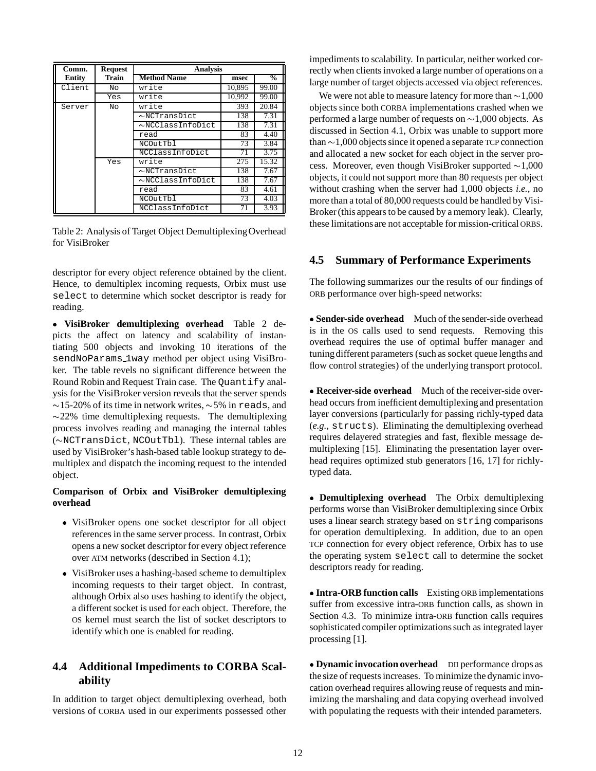| Comm. Entity | Request Train | Analysis | | |
|---|---|---|---|---|
| | | Method Name | msec | % |
| Client | No | write | 10,895 | 99.00 |
| | Yes | write | 10,992 | 99.00 |
| Server | No | write | 393 | 20.84 |
| | | ~NCTransDict | 138 | 7.31 |
| | | ~NCClassInfoDict | 138 | 7.31 |
| | | read | 83 | 4.40 |
| | | NCOutTbl | 73 | 3.84 |
| | | NCClassInfoDict | 71 | 3.75 |
| | Yes | write | 275 | 15.32 |
| | | ~NCTransDict | 138 | 7.67 |
| | | ~NCClassInfoDict | 138 | 7.67 |
| | | read | 83 | 4.61 |
| | | NCOutTbl | 73 | 4.03 |
| | | NCClassInfoDict | 71 | 3.93 |

Table 2: Analysis of Target Object Demultiplexing Overhead for VisiBroker

descriptor for every object reference obtained by the client. Hence, to demultiplex incoming requests, Orbix must use `select` to determine which socket descriptor is ready for reading.

• **VisiBroker demultiplexing overhead** Table 2 depicts the affect on latency and scalability of instantiating 500 objects and invoking 10 iterations of the `sendNoParams_1way` method per object using VisiBroker. The table revels no significant difference between the Round Robin and Request Train case. The `Quantify` analysis for the VisiBroker version reveals that the server spends ~15-20% of its time in network writes, ~5% in `reads`, and ~22% time demultiplexing requests. The demultiplexing process involves reading and managing the internal tables (`~NCTransDict`, `NCOutTbl`). These internal tables are used by VisiBroker's hash-based table lookup strategy to demultiplex and dispatch the incoming request to the intended object.

**Comparison of Orbix and VisiBroker demultiplexing overhead**

- VisiBroker opens one socket descriptor for all object references in the same server process. In contrast, Orbix opens a new socket descriptor for every object reference over ATM networks (described in Section 4.1);
- VisiBroker uses a hashing-based scheme to demultiplex incoming requests to their target object. In contrast, although Orbix also uses hashing to identify the object, a different socket is used for each object. Therefore, the OS kernel must search the list of socket descriptors to identify which one is enabled for reading.

## 4.4 Additional Impediments to CORBA Scalability

In addition to target object demultiplexing overhead, both versions of CORBA used in our experiments possessed other impediments to scalability. In particular, neither worked correctly when clients invoked a large number of operations on a large number of target objects accessed via object references.

We were not able to measure latency for more than ~1,000 objects since both CORBA implementations crashed when we performed a large number of requests on ~1,000 objects. As discussed in Section 4.1, Orbix was unable to support more than ~1,000 objects since it opened a separate TCP connection and allocated a new socket for each object in the server process. Moreover, even though VisiBroker supported ~1,000 objects, it could not support more than 80 requests per object without crashing when the server had 1,000 objects *i.e.*, no more than a total of 80,000 requests could be handled by VisiBroker (this appears to be caused by a memory leak). Clearly, these limitations are not acceptable for mission-critical ORBS.

## 4.5 Summary of Performance Experiments

The following summarizes our the results of our findings of ORB performance over high-speed networks:

• **Sender-side overhead** Much of the sender-side overhead is in the OS calls used to send requests. Removing this overhead requires the use of optimal buffer manager and tuning different parameters (such as socket queue lengths and flow control strategies) of the underlying transport protocol.

• **Receiver-side overhead** Much of the receiver-side overhead occurs from inefficient demultiplexing and presentation layer conversions (particularly for passing richly-typed data (*e.g.,* `structs`). Eliminating the demultiplexing overhead requires delayered strategies and fast, flexible message demultiplexing [15]. Eliminating the presentation layer overhead requires optimized stub generators [16, 17] for richly-typed data.

• **Demultiplexing overhead** The Orbix demultiplexing performs worse than VisiBroker demultiplexing since Orbix uses a linear search strategy based on `string` comparisons for operation demultiplexing. In addition, due to an open TCP connection for every object reference, Orbix has to use the operating system `select` call to determine the socket descriptors ready for reading.

• **Intra-ORB function calls** Existing ORB implementations suffer from excessive intra-ORB function calls, as shown in Section 4.3. To minimize intra-ORB function calls requires sophisticated compiler optimizations such as integrated layer processing [1].

• **Dynamic invocation overhead** DII performance drops as the size of requests increases. To minimize the dynamic invocation overhead requires allowing reuse of requests and minimizing the marshaling and data copying overhead involved with populating the requests with their intended parameters.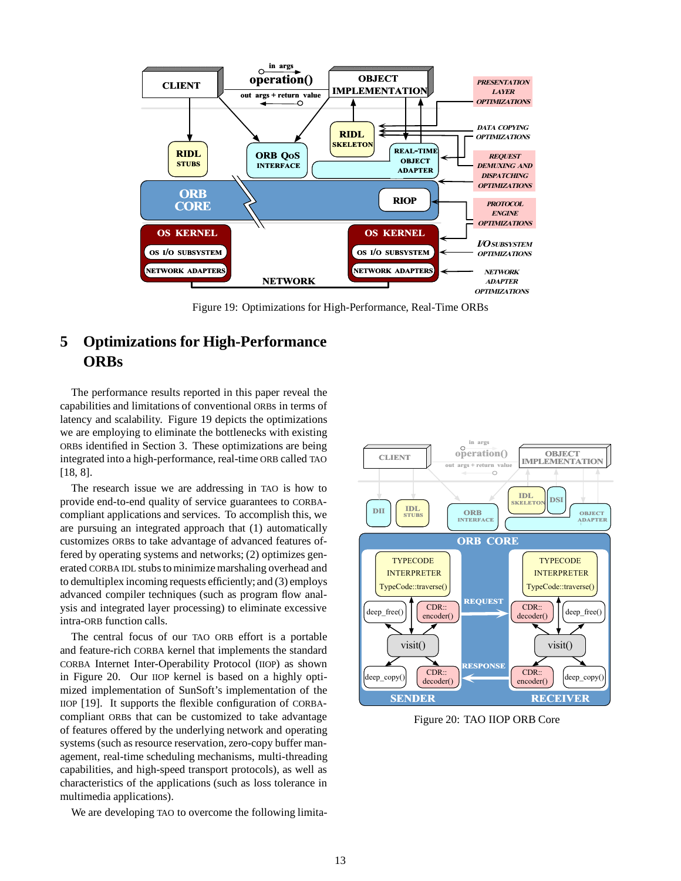Figure 19: Optimizations for High-Performance, Real-Time ORBs

## 5 Optimizations for High-Performance ORBs

The performance results reported in this paper reveal the capabilities and limitations of conventional ORBs in terms of latency and scalability. Figure 19 depicts the optimizations we are employing to eliminate the bottlenecks with existing ORBs identified in Section 3. These optimizations are being integrated into a high-performance, real-time ORB called TAO [18, 8].

The research issue we are addressing in TAO is how to provide end-to-end quality of service guarantees to CORBA-compliant applications and services. To accomplish this, we are pursuing an integrated approach that (1) automatically customizes ORBs to take advantage of advanced features offered by operating systems and networks; (2) optimizes generated CORBA IDL stubs to minimize marshaling overhead and to demultiplex incoming requests efficiently; and (3) employs advanced compiler techniques (such as program flow analysis and integrated layer processing) to eliminate excessive intra-ORB function calls.

The central focus of our TAO ORB effort is a portable and feature-rich CORBA kernel that implements the standard CORBA Internet Inter-Operability Protocol (IIOP) as shown in Figure 20. Our IIOP kernel is based on a highly optimized implementation of SunSoft's implementation of the IIOP [19]. It supports the flexible configuration of CORBA-compliant ORBs that can be customized to take advantage of features offered by the underlying network and operating systems (such as resource reservation, zero-copy buffer management, real-time scheduling mechanisms, multi-threading capabilities, and high-speed transport protocols), as well as characteristics of the applications (such as loss tolerance in multimedia applications).

We are developing TAO to overcome the following limita-

Figure 20: TAO IIOP ORB Core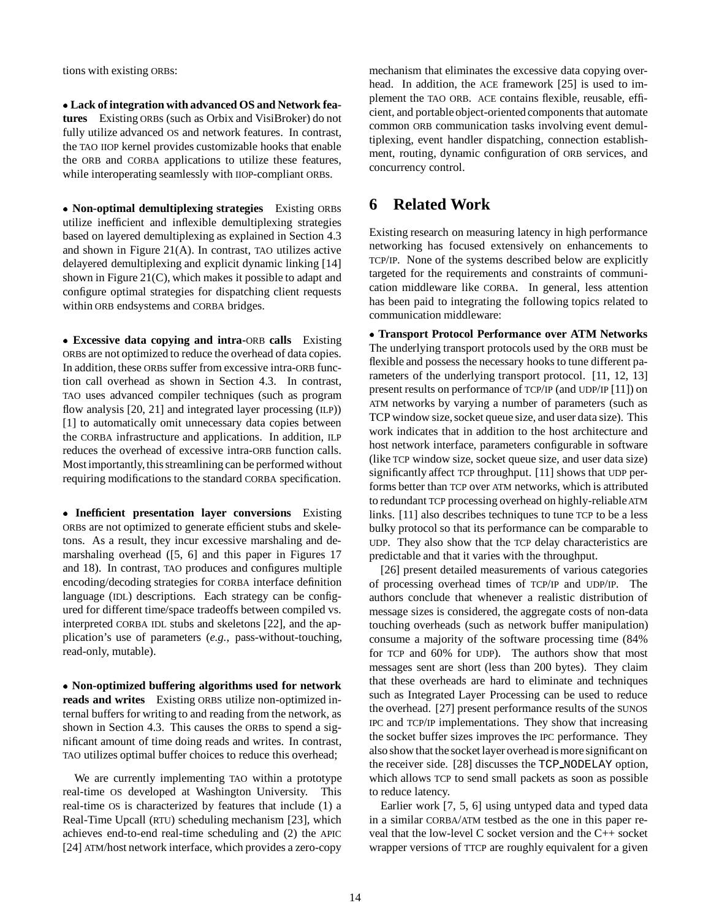tions with existing ORBs:

• **Lack of integration with advanced OS and Network features** Existing ORBs (such as Orbix and VisiBroker) do not fully utilize advanced OS and network features. In contrast, the TAO IIOP kernel provides customizable hooks that enable the ORB and CORBA applications to utilize these features, while interoperating seamlessly with IIOP-compliant ORBs.

• **Non-optimal demultiplexing strategies** Existing ORBS utilize inefficient and inflexible demultiplexing strategies based on layered demultiplexing as explained in Section 4.3 and shown in Figure 21(A). In contrast, TAO utilizes active delayered demultiplexing and explicit dynamic linking [14] shown in Figure 21(C), which makes it possible to adapt and configure optimal strategies for dispatching client requests within ORB endsystems and CORBA bridges.

• **Excessive data copying and intra-ORB calls** Existing ORBs are not optimized to reduce the overhead of data copies. In addition, these ORBs suffer from excessive intra-ORB function call overhead as shown in Section 4.3. In contrast, TAO uses advanced compiler techniques (such as program flow analysis [20, 21] and integrated layer processing (ILP)) [1] to automatically omit unnecessary data copies between the CORBA infrastructure and applications. In addition, ILP reduces the overhead of excessive intra-ORB function calls. Most importantly, this streamlining can be performed without requiring modifications to the standard CORBA specification.

• **Inefficient presentation layer conversions** Existing ORBs are not optimized to generate efficient stubs and skeletons. As a result, they incur excessive marshaling and demarshaling overhead ([5, 6] and this paper in Figures 17 and 18). In contrast, TAO produces and configures multiple encoding/decoding strategies for CORBA interface definition language (IDL) descriptions. Each strategy can be configured for different time/space tradeoffs between compiled vs. interpreted CORBA IDL stubs and skeletons [22], and the application's use of parameters (*e.g.*, pass-without-touching, read-only, mutable).

• **Non-optimized buffering algorithms used for network reads and writes** Existing ORBS utilize non-optimized internal buffers for writing to and reading from the network, as shown in Section 4.3. This causes the ORBs to spend a significant amount of time doing reads and writes. In contrast, TAO utilizes optimal buffer choices to reduce this overhead;

We are currently implementing TAO within a prototype real-time OS developed at Washington University. This real-time OS is characterized by features that include (1) a Real-Time Upcall (RTU) scheduling mechanism [23], which achieves end-to-end real-time scheduling and (2) the APIC [24] ATM/host network interface, which provides a zero-copy mechanism that eliminates the excessive data copying overhead. In addition, the ACE framework [25] is used to implement the TAO ORB. ACE contains flexible, reusable, efficient, and portable object-oriented components that automate common ORB communication tasks involving event demultiplexing, event handler dispatching, connection establishment, routing, dynamic configuration of ORB services, and concurrency control.

# 6 Related Work

Existing research on measuring latency in high performance networking has focused extensively on enhancements to TCP/IP. None of the systems described below are explicitly targeted for the requirements and constraints of communication middleware like CORBA. In general, less attention has been paid to integrating the following topics related to communication middleware:

• **Transport Protocol Performance over ATM Networks** The underlying transport protocols used by the ORB must be flexible and possess the necessary hooks to tune different parameters of the underlying transport protocol. [11, 12, 13] present results on performance of TCP/IP (and UDP/IP [11]) on ATM networks by varying a number of parameters (such as TCP window size, socket queue size, and user data size). This work indicates that in addition to the host architecture and host network interface, parameters configurable in software (like TCP window size, socket queue size, and user data size) significantly affect TCP throughput. [11] shows that UDP performs better than TCP over ATM networks, which is attributed to redundant TCP processing overhead on highly-reliable ATM links. [11] also describes techniques to tune TCP to be a less bulky protocol so that its performance can be comparable to UDP. They also show that the TCP delay characteristics are predictable and that it varies with the throughput.

[26] present detailed measurements of various categories of processing overhead times of TCP/IP and UDP/IP. The authors conclude that whenever a realistic distribution of message sizes is considered, the aggregate costs of non-data touching overheads (such as network buffer manipulation) consume a majority of the software processing time (84% for TCP and 60% for UDP). The authors show that most messages sent are short (less than 200 bytes). They claim that these overheads are hard to eliminate and techniques such as Integrated Layer Processing can be used to reduce the overhead. [27] present performance results of the SUNOS IPC and TCP/IP implementations. They show that increasing the socket buffer sizes improves the IPC performance. They also show that the socket layer overhead is more significant on the receiver side. [28] discusses the `TCP_NODELAY` option, which allows TCP to send small packets as soon as possible to reduce latency.

Earlier work [7, 5, 6] using untyped data and typed data in a similar CORBA/ATM testbed as the one in this paper reveal that the low-level C socket version and the C++ socket wrapper versions of TTCP are roughly equivalent for a given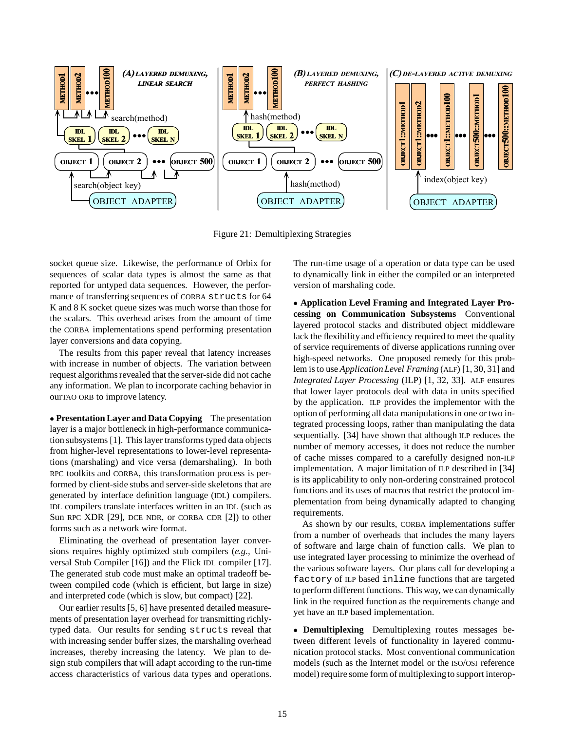Figure 21: Demultiplexing Strategies

socket queue size. Likewise, the performance of Orbix for sequences of scalar data types is almost the same as that reported for untyped data sequences. However, the performance of transferring sequences of CORBA `structs` for 64 K and 8 K socket queue sizes was much worse than those for the scalars. This overhead arises from the amount of time the CORBA implementations spend performing presentation layer conversions and data copying.

The results from this paper reveal that latency increases with increase in number of objects. The variation between request algorithms revealed that the server-side did not cache any information. We plan to incorporate caching behavior in our TAO ORB to improve latency.

• **Presentation Layer and Data Copying** The presentation layer is a major bottleneck in high-performance communication subsystems [1]. This layer transforms typed data objects from higher-level representations to lower-level representations (marshaling) and vice versa (demarshaling). In both RPC toolkits and CORBA, this transformation process is performed by client-side stubs and server-side skeletons that are generated by interface definition language (IDL) compilers. IDL compilers translate interfaces written in an IDL (such as Sun RPC XDR [29], DCE NDR, or CORBA CDR [2]) to other forms such as a network wire format.

Eliminating the overhead of presentation layer conversions requires highly optimized stub compilers (*e.g.,* Universal Stub Compiler [16]) and the Flick IDL compiler [17]. The generated stub code must make an optimal tradeoff between compiled code (which is efficient, but large in size) and interpreted code (which is slow, but compact) [22].

Our earlier results [5, 6] have presented detailed measurements of presentation layer overhead for transmitting richly-typed data. Our results for sending `structs` reveal that with increasing sender buffer sizes, the marshaling overhead increases, thereby increasing the latency. We plan to design stub compilers that will adapt according to the run-time access characteristics of various data types and operations. The run-time usage of a operation or data type can be used to dynamically link in either the compiled or an interpreted version of marshaling code.

• **Application Level Framing and Integrated Layer Processing on Communication Subsystems** Conventional layered protocol stacks and distributed object middleware lack the flexibility and efficiency required to meet the quality of service requirements of diverse applications running over high-speed networks. One proposed remedy for this problem is to use *Application Level Framing* (ALF) [1, 30, 31] and *Integrated Layer Processing* (ILP) [1, 32, 33]. ALF ensures that lower layer protocols deal with data in units specified by the application. ILP provides the implementor with the option of performing all data manipulations in one or two integrated processing loops, rather than manipulating the data sequentially. [34] have shown that although ILP reduces the number of memory accesses, it does not reduce the number of cache misses compared to a carefully designed non-ILP implementation. A major limitation of ILP described in [34] is its applicability to only non-ordering constrained protocol functions and its uses of macros that restrict the protocol implementation from being dynamically adapted to changing requirements.

As shown by our results, CORBA implementations suffer from a number of overheads that includes the many layers of software and large chain of function calls. We plan to use integrated layer processing to minimize the overhead of the various software layers. Our plans call for developing a `factory` of ILP based `inline` functions that are targeted to perform different functions. This way, we can dynamically link in the required function as the requirements change and yet have an ILP based implementation.

• **Demultiplexing** Demultiplexing routes messages between different levels of functionality in layered communication protocol stacks. Most conventional communication models (such as the Internet model or the ISO/OSI reference model) require some form of multiplexing to support interop-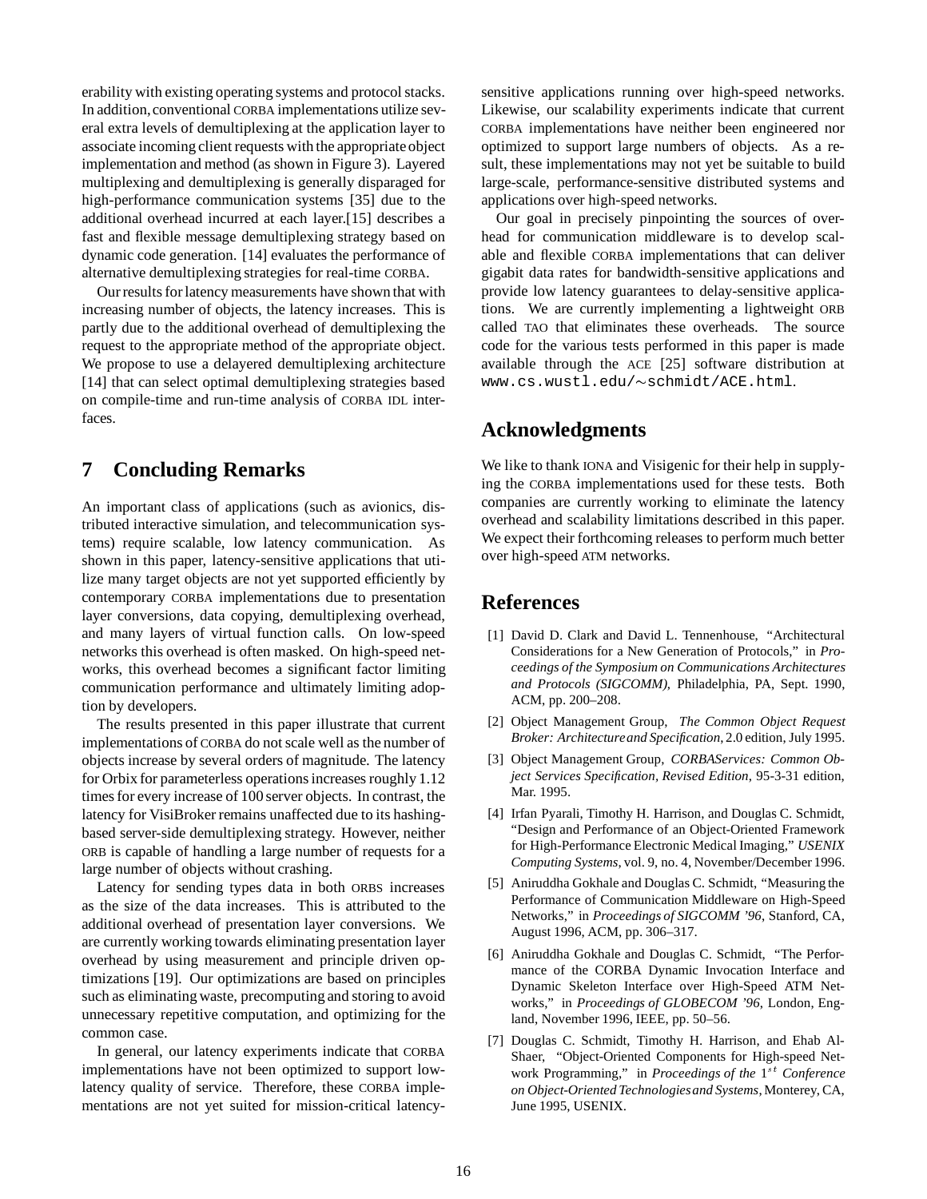erability with existing operating systems and protocol stacks. In addition, conventional CORBA implementations utilize several extra levels of demultiplexing at the application layer to associate incoming client requests with the appropriate object implementation and method (as shown in Figure 3). Layered multiplexing and demultiplexing is generally disparaged for high-performance communication systems [35] due to the additional overhead incurred at each layer.[15] describes a fast and flexible message demultiplexing strategy based on dynamic code generation. [14] evaluates the performance of alternative demultiplexing strategies for real-time CORBA.

Our results for latency measurements have shown that with increasing number of objects, the latency increases. This is partly due to the additional overhead of demultiplexing the request to the appropriate method of the appropriate object. We propose to use a delayered demultiplexing architecture [14] that can select optimal demultiplexing strategies based on compile-time and run-time analysis of CORBA IDL interfaces.

## 7 Concluding Remarks

An important class of applications (such as avionics, distributed interactive simulation, and telecommunication systems) require scalable, low latency communication. As shown in this paper, latency-sensitive applications that utilize many target objects are not yet supported efficiently by contemporary CORBA implementations due to presentation layer conversions, data copying, demultiplexing overhead, and many layers of virtual function calls. On low-speed networks this overhead is often masked. On high-speed networks, this overhead becomes a significant factor limiting communication performance and ultimately limiting adoption by developers.

The results presented in this paper illustrate that current implementations of CORBA do not scale well as the number of objects increase by several orders of magnitude. The latency for Orbix for parameterless operations increases roughly 1.12 times for every increase of 100 server objects. In contrast, the latency for VisiBroker remains unaffected due to its hashing-based server-side demultiplexing strategy. However, neither ORB is capable of handling a large number of requests for a large number of objects without crashing.

Latency for sending types data in both ORBS increases as the size of the data increases. This is attributed to the additional overhead of presentation layer conversions. We are currently working towards eliminating presentation layer overhead by using measurement and principle driven optimizations [19]. Our optimizations are based on principles such as eliminating waste, precomputing and storing to avoid unnecessary repetitive computation, and optimizing for the common case.

In general, our latency experiments indicate that CORBA implementations have not been optimized to support low-latency quality of service. Therefore, these CORBA implementations are not yet suited for mission-critical latency-sensitive applications running over high-speed networks. Likewise, our scalability experiments indicate that current CORBA implementations have neither been engineered nor optimized to support large numbers of objects. As a result, these implementations may not yet be suitable to build large-scale, performance-sensitive distributed systems and applications over high-speed networks.

Our goal in precisely pinpointing the sources of overhead for communication middleware is to develop scalable and flexible CORBA implementations that can deliver gigabit data rates for bandwidth-sensitive applications and provide low latency guarantees to delay-sensitive applications. We are currently implementing a lightweight ORB called TAO that eliminates these overheads. The source code for the various tests performed in this paper is made available through the ACE [25] software distribution at `www.cs.wustl.edu/~schmidt/ACE.html`.

## Acknowledgments

We like to thank IONA and Visigenic for their help in supplying the CORBA implementations used for these tests. Both companies are currently working to eliminate the latency overhead and scalability limitations described in this paper. We expect their forthcoming releases to perform much better over high-speed ATM networks.

## References

[1] David D. Clark and David L. Tennenhouse, "Architectural Considerations for a New Generation of Protocols," in *Proceedings of the Symposium on Communications Architectures and Protocols (SIGCOMM)*, Philadelphia, PA, Sept. 1990, ACM, pp. 200–208.

[2] Object Management Group, *The Common Object Request Broker: Architecture and Specification*, 2.0 edition, July 1995.

[3] Object Management Group, *CORBAServices: Common Object Services Specification, Revised Edition*, 95-3-31 edition, Mar. 1995.

[4] Irfan Pyarali, Timothy H. Harrison, and Douglas C. Schmidt, "Design and Performance of an Object-Oriented Framework for High-Performance Electronic Medical Imaging," *USENIX Computing Systems*, vol. 9, no. 4, November/December 1996.

[5] Aniruddha Gokhale and Douglas C. Schmidt, "Measuring the Performance of Communication Middleware on High-Speed Networks," in *Proceedings of SIGCOMM '96*, Stanford, CA, August 1996, ACM, pp. 306–317.

[6] Aniruddha Gokhale and Douglas C. Schmidt, "The Performance of the CORBA Dynamic Invocation Interface and Dynamic Skeleton Interface over High-Speed ATM Networks," in *Proceedings of GLOBECOM '96*, London, England, November 1996, IEEE, pp. 50–56.

[7] Douglas C. Schmidt, Timothy H. Harrison, and Ehab Al-Shaer, "Object-Oriented Components for High-speed Network Programming," in *Proceedings of the $1^{st}$ Conference on Object-Oriented Technologies and Systems*, Monterey, CA, June 1995, USENIX.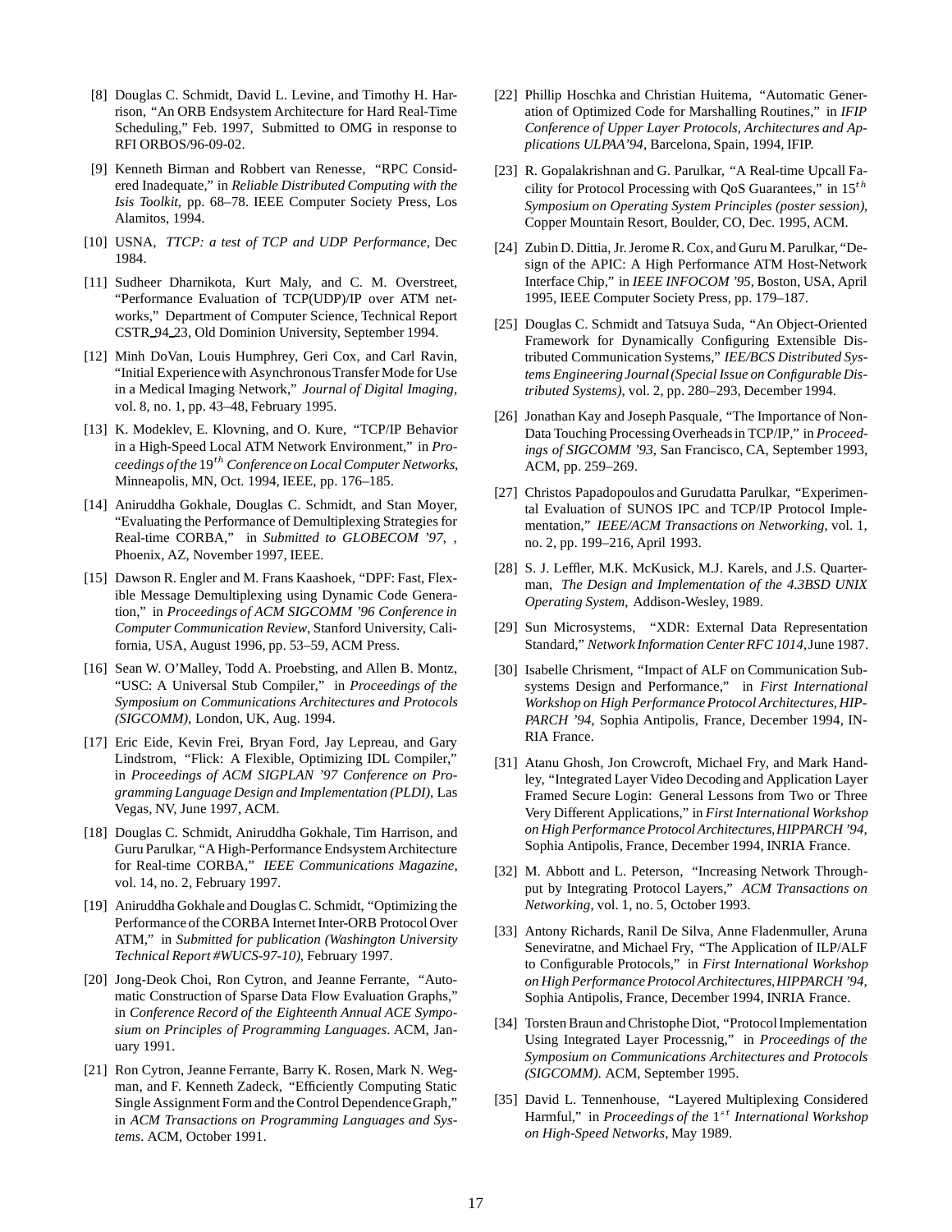[8] Douglas C. Schmidt, David L. Levine, and Timothy H. Harrison, "An ORB Endsystem Architecture for Hard Real-Time Scheduling," Feb. 1997, Submitted to OMG in response to RFI ORBOS/96-09-02.

[9] Kenneth Birman and Robbert van Renesse, "RPC Considered Inadequate," in *Reliable Distributed Computing with the Isis Toolkit*, pp. 68–78. IEEE Computer Society Press, Los Alamitos, 1994.

[10] USNA, *TTCP: a test of TCP and UDP Performance*, Dec 1984.

[11] Sudheer Dharnikota, Kurt Maly, and C. M. Overstreet, "Performance Evaluation of TCP(UDP)/IP over ATM networks," Department of Computer Science, Technical Report CSTR_94_23, Old Dominion University, September 1994.

[12] Minh DoVan, Louis Humphrey, Geri Cox, and Carl Ravin, "Initial Experience with Asynchronous Transfer Mode for Use in a Medical Imaging Network," *Journal of Digital Imaging*, vol. 8, no. 1, pp. 43–48, February 1995.

[13] K. Modeklev, E. Klovning, and O. Kure, "TCP/IP Behavior in a High-Speed Local ATM Network Environment," in *Proceedings of the* $19^{th}$ *Conference on Local Computer Networks*, Minneapolis, MN, Oct. 1994, IEEE, pp. 176–185.

[14] Aniruddha Gokhale, Douglas C. Schmidt, and Stan Moyer, "Evaluating the Performance of Demultiplexing Strategies for Real-time CORBA," in *Submitted to GLOBECOM '97*, , Phoenix, AZ, November 1997, IEEE.

[15] Dawson R. Engler and M. Frans Kaashoek, "DPF: Fast, Flexible Message Demultiplexing using Dynamic Code Generation," in *Proceedings of ACM SIGCOMM '96 Conference in Computer Communication Review*, Stanford University, California, USA, August 1996, pp. 53–59, ACM Press.

[16] Sean W. O'Malley, Todd A. Proebsting, and Allen B. Montz, "USC: A Universal Stub Compiler," in *Proceedings of the Symposium on Communications Architectures and Protocols (SIGCOMM)*, London, UK, Aug. 1994.

[17] Eric Eide, Kevin Frei, Bryan Ford, Jay Lepreau, and Gary Lindstrom, "Flick: A Flexible, Optimizing IDL Compiler," in *Proceedings of ACM SIGPLAN '97 Conference on Programming Language Design and Implementation (PLDI)*, Las Vegas, NV, June 1997, ACM.

[18] Douglas C. Schmidt, Aniruddha Gokhale, Tim Harrison, and Guru Parulkar, "A High-Performance Endsystem Architecture for Real-time CORBA," *IEEE Communications Magazine*, vol. 14, no. 2, February 1997.

[19] Aniruddha Gokhale and Douglas C. Schmidt, "Optimizing the Performance of the CORBA Internet Inter-ORB Protocol Over ATM," in *Submitted for publication (Washington University Technical Report #WUCS-97-10)*, February 1997.

[20] Jong-Deok Choi, Ron Cytron, and Jeanne Ferrante, "Automatic Construction of Sparse Data Flow Evaluation Graphs," in *Conference Record of the Eighteenth Annual ACE Symposium on Principles of Programming Languages*. ACM, January 1991.

[21] Ron Cytron, Jeanne Ferrante, Barry K. Rosen, Mark N. Wegman, and F. Kenneth Zadeck, "Efficiently Computing Static Single Assignment Form and the Control Dependence Graph," in *ACM Transactions on Programming Languages and Systems*. ACM, October 1991.

[22] Phillip Hoschka and Christian Huitema, "Automatic Generation of Optimized Code for Marshalling Routines," in *IFIP Conference of Upper Layer Protocols, Architectures and Applications ULPAA'94*, Barcelona, Spain, 1994, IFIP.

[23] R. Gopalakrishnan and G. Parulkar, "A Real-time Upcall Facility for Protocol Processing with QoS Guarantees," in $15^{th}$ *Symposium on Operating System Principles (poster session)*, Copper Mountain Resort, Boulder, CO, Dec. 1995, ACM.

[24] Zubin D. Dittia, Jr. Jerome R. Cox, and Guru M. Parulkar, "Design of the APIC: A High Performance ATM Host-Network Interface Chip," in *IEEE INFOCOM '95*, Boston, USA, April 1995, IEEE Computer Society Press, pp. 179–187.

[25] Douglas C. Schmidt and Tatsuya Suda, "An Object-Oriented Framework for Dynamically Configuring Extensible Distributed Communication Systems," *IEE/BCS Distributed Systems Engineering Journal (Special Issue on Configurable Distributed Systems)*, vol. 2, pp. 280–293, December 1994.

[26] Jonathan Kay and Joseph Pasquale, "The Importance of Non-Data Touching Processing Overheads in TCP/IP," in *Proceedings of SIGCOMM '93*, San Francisco, CA, September 1993, ACM, pp. 259–269.

[27] Christos Papadopoulos and Gurudatta Parulkar, "Experimental Evaluation of SUNOS IPC and TCP/IP Protocol Implementation," *IEEE/ACM Transactions on Networking*, vol. 1, no. 2, pp. 199–216, April 1993.

[28] S. J. Leffler, M.K. McKusick, M.J. Karels, and J.S. Quarterman, *The Design and Implementation of the 4.3BSD UNIX Operating System*, Addison-Wesley, 1989.

[29] Sun Microsystems, "XDR: External Data Representation Standard," *Network Information Center RFC 1014*, June 1987.

[30] Isabelle Chrisment, "Impact of ALF on Communication Subsystems Design and Performance," in *First International Workshop on High Performance Protocol Architectures, HIPPARCH '94*, Sophia Antipolis, France, December 1994, INRIA France.

[31] Atanu Ghosh, Jon Crowcroft, Michael Fry, and Mark Handley, "Integrated Layer Video Decoding and Application Layer Framed Secure Login: General Lessons from Two or Three Very Different Applications," in *First International Workshop on High Performance Protocol Architectures, HIPPARCH '94*, Sophia Antipolis, France, December 1994, INRIA France.

[32] M. Abbott and L. Peterson, "Increasing Network Throughput by Integrating Protocol Layers," *ACM Transactions on Networking*, vol. 1, no. 5, October 1993.

[33] Antony Richards, Ranil De Silva, Anne Fladenmuller, Aruna Seneviratne, and Michael Fry, "The Application of ILP/ALF to Configurable Protocols," in *First International Workshop on High Performance Protocol Architectures, HIPPARCH '94*, Sophia Antipolis, France, December 1994, INRIA France.

[34] Torsten Braun and Christophe Diot, "Protocol Implementation Using Integrated Layer Processnig," in *Proceedings of the Symposium on Communications Architectures and Protocols (SIGCOMM)*. ACM, September 1995.

[35] David L. Tennenhouse, "Layered Multiplexing Considered Harmful," in *Proceedings of the* $1^{st}$ *International Workshop on High-Speed Networks*, May 1989.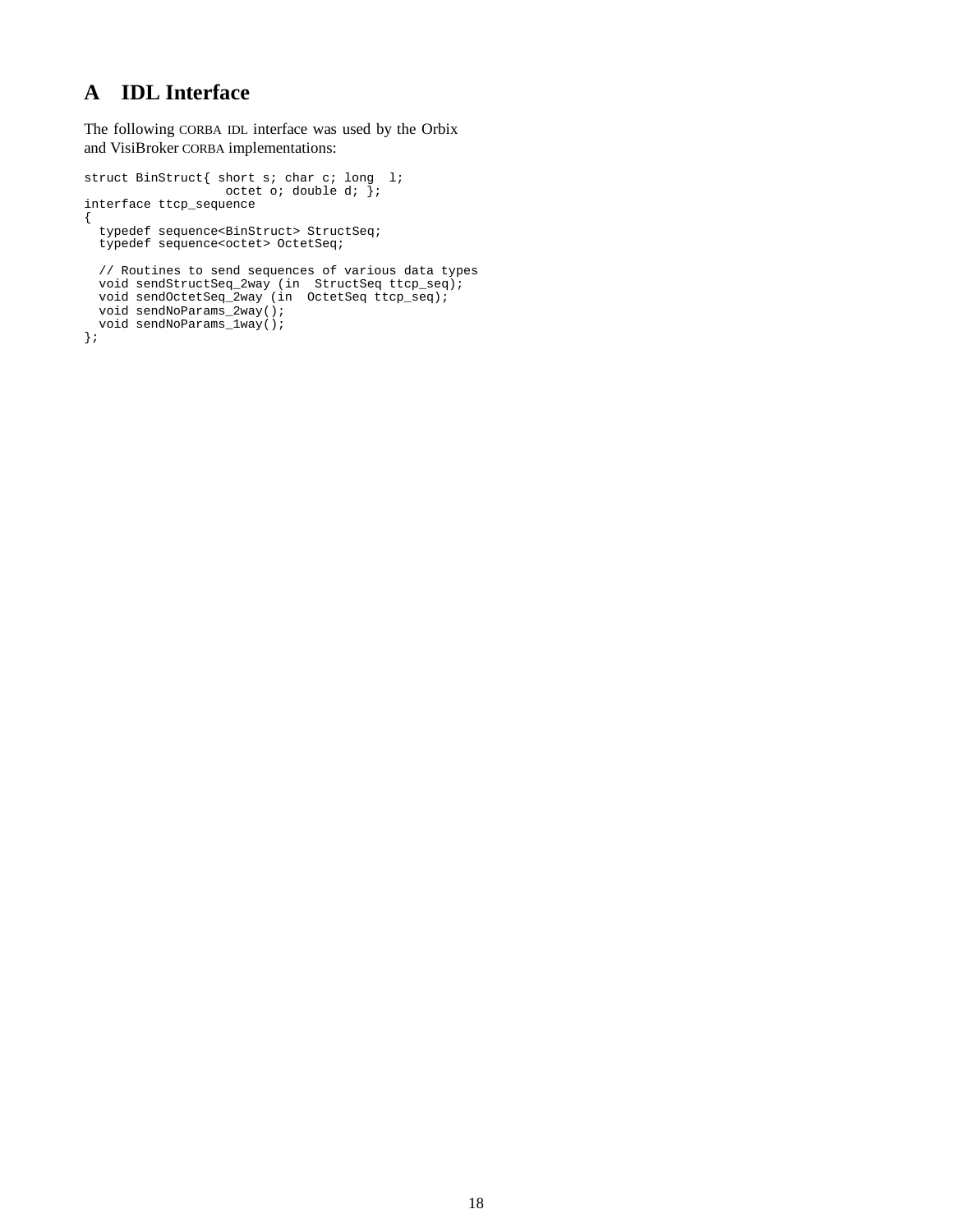# A IDL Interface

The following CORBA IDL interface was used by the Orbix and VisiBroker CORBA implementations:

```
struct BinStruct{ short s; char c; long  l;
                  octet o; double d; };
interface ttcp_sequence
{
  typedef sequence<BinStruct> StructSeq;
  typedef sequence<octet> OctetSeq;

  // Routines to send sequences of various data types
  void sendStructSeq_2way (in  StructSeq ttcp_seq);
  void sendOctetSeq_2way (in  OctetSeq ttcp_seq);
  void sendNoParams_2way();
  void sendNoParams_1way();
};
```